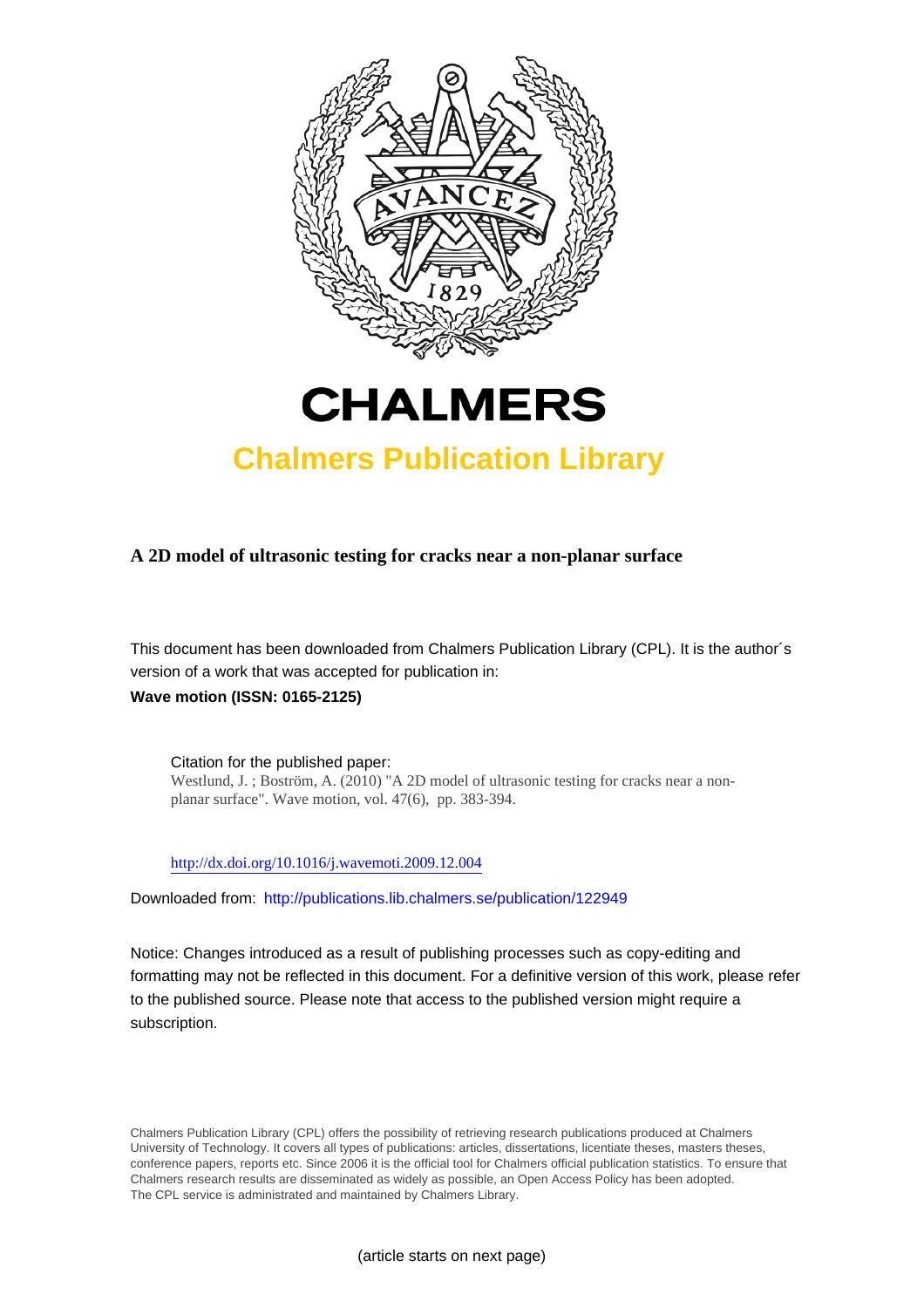# CHALMERS

## Chalmers Publication Library

**A 2D model of ultrasonic testing for cracks near a non-planar surface**

This document has been downloaded from Chalmers Publication Library (CPL). It is the author´s version of a work that was accepted for publication in:

**Wave motion (ISSN: 0165-2125)**

Citation for the published paper:
Westlund, J. ; Boström, A. (2010) "A 2D model of ultrasonic testing for cracks near a non-planar surface". Wave motion, vol. 47(6), pp. 383-394.

http://dx.doi.org/10.1016/j.wavemoti.2009.12.004

Downloaded from: http://publications.lib.chalmers.se/publication/122949

Notice: Changes introduced as a result of publishing processes such as copy-editing and formatting may not be reflected in this document. For a definitive version of this work, please refer to the published source. Please note that access to the published version might require a subscription.

Chalmers Publication Library (CPL) offers the possibility of retrieving research publications produced at Chalmers University of Technology. It covers all types of publications: articles, dissertations, licentiate theses, masters theses, conference papers, reports etc. Since 2006 it is the official tool for Chalmers official publication statistics. To ensure that Chalmers research results are disseminated as widely as possible, an Open Access Policy has been adopted. The CPL service is administrated and maintained by Chalmers Library.

(article starts on next page)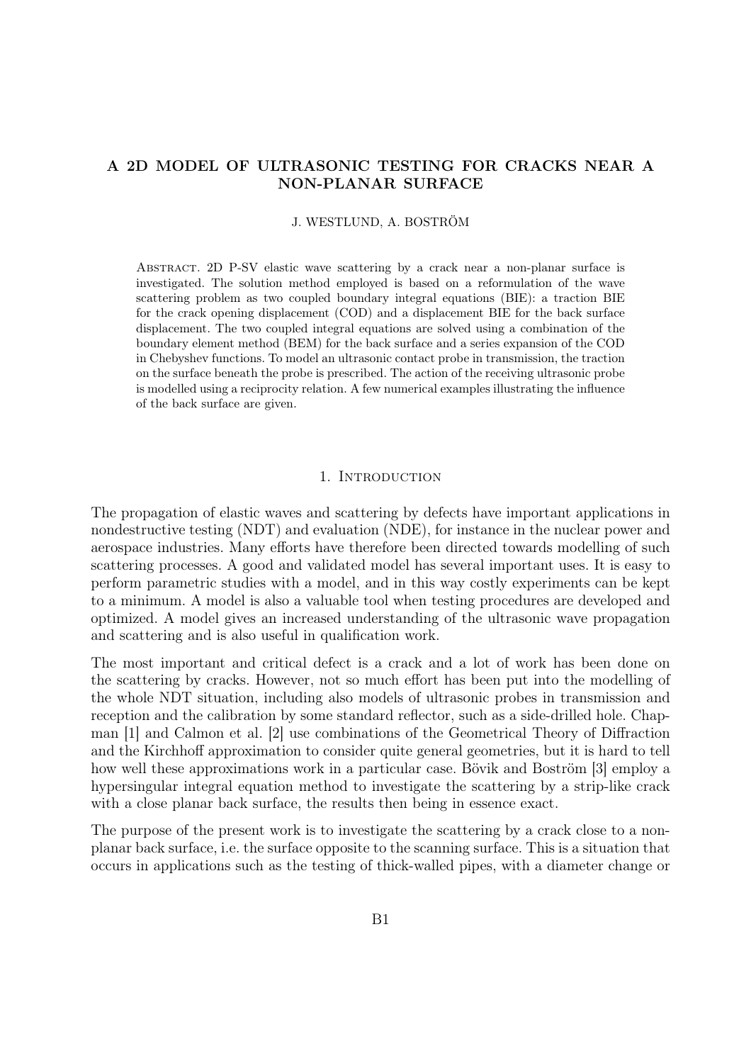# A 2D MODEL OF ULTRASONIC TESTING FOR CRACKS NEAR A NON-PLANAR SURFACE

J. WESTLUND, A. BOSTRÖM

Abstract. 2D P-SV elastic wave scattering by a crack near a non-planar surface is investigated. The solution method employed is based on a reformulation of the wave scattering problem as two coupled boundary integral equations (BIE): a traction BIE for the crack opening displacement (COD) and a displacement BIE for the back surface displacement. The two coupled integral equations are solved using a combination of the boundary element method (BEM) for the back surface and a series expansion of the COD in Chebyshev functions. To model an ultrasonic contact probe in transmission, the traction on the surface beneath the probe is prescribed. The action of the receiving ultrasonic probe is modelled using a reciprocity relation. A few numerical examples illustrating the influence of the back surface are given.

## 1. Introduction

The propagation of elastic waves and scattering by defects have important applications in nondestructive testing (NDT) and evaluation (NDE), for instance in the nuclear power and aerospace industries. Many efforts have therefore been directed towards modelling of such scattering processes. A good and validated model has several important uses. It is easy to perform parametric studies with a model, and in this way costly experiments can be kept to a minimum. A model is also a valuable tool when testing procedures are developed and optimized. A model gives an increased understanding of the ultrasonic wave propagation and scattering and is also useful in qualification work.

The most important and critical defect is a crack and a lot of work has been done on the scattering by cracks. However, not so much effort has been put into the modelling of the whole NDT situation, including also models of ultrasonic probes in transmission and reception and the calibration by some standard reflector, such as a side-drilled hole. Chapman [1] and Calmon et al. [2] use combinations of the Geometrical Theory of Diffraction and the Kirchhoff approximation to consider quite general geometries, but it is hard to tell how well these approximations work in a particular case. Bövik and Boström [3] employ a hypersingular integral equation method to investigate the scattering by a strip-like crack with a close planar back surface, the results then being in essence exact.

The purpose of the present work is to investigate the scattering by a crack close to a non-planar back surface, i.e. the surface opposite to the scanning surface. This is a situation that occurs in applications such as the testing of thick-walled pipes, with a diameter change or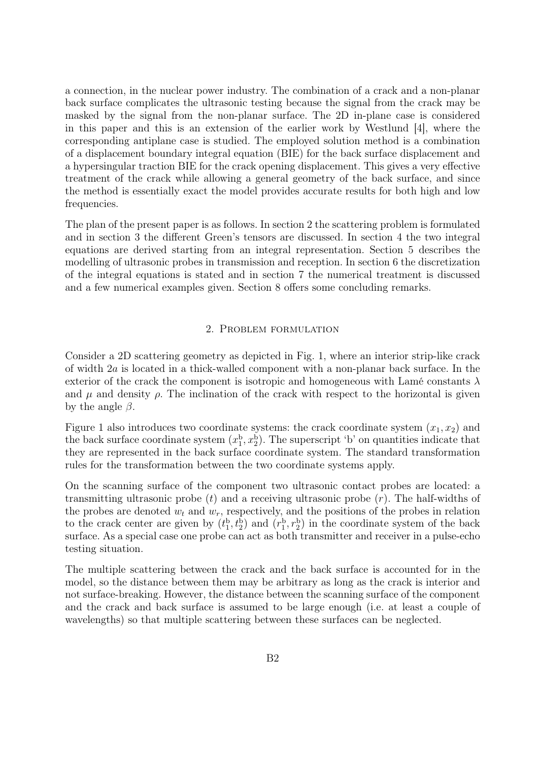a connection, in the nuclear power industry. The combination of a crack and a non-planar back surface complicates the ultrasonic testing because the signal from the crack may be masked by the signal from the non-planar surface. The 2D in-plane case is considered in this paper and this is an extension of the earlier work by Westlund [4], where the corresponding antiplane case is studied. The employed solution method is a combination of a displacement boundary integral equation (BIE) for the back surface displacement and a hypersingular traction BIE for the crack opening displacement. This gives a very effective treatment of the crack while allowing a general geometry of the back surface, and since the method is essentially exact the model provides accurate results for both high and low frequencies.

The plan of the present paper is as follows. In section 2 the scattering problem is formulated and in section 3 the different Green's tensors are discussed. In section 4 the two integral equations are derived starting from an integral representation. Section 5 describes the modelling of ultrasonic probes in transmission and reception. In section 6 the discretization of the integral equations is stated and in section 7 the numerical treatment is discussed and a few numerical examples given. Section 8 offers some concluding remarks.

## 2. Problem formulation

Consider a 2D scattering geometry as depicted in Fig. 1, where an interior strip-like crack of width $2a$ is located in a thick-walled component with a non-planar back surface. In the exterior of the crack the component is isotropic and homogeneous with Lamé constants $\lambda$ and $\mu$ and density $\rho$. The inclination of the crack with respect to the horizontal is given by the angle $\beta$.

Figure 1 also introduces two coordinate systems: the crack coordinate system $(x_1, x_2)$ and the back surface coordinate system $(x_1^{\mathrm{b}}, x_2^{\mathrm{b}})$. The superscript 'b' on quantities indicate that they are represented in the back surface coordinate system. The standard transformation rules for the transformation between the two coordinate systems apply.

On the scanning surface of the component two ultrasonic contact probes are located: a transmitting ultrasonic probe $(t)$ and a receiving ultrasonic probe $(r)$. The half-widths of the probes are denoted $w_t$ and $w_r$, respectively, and the positions of the probes in relation to the crack center are given by $(t_1^{\mathrm{b}}, t_2^{\mathrm{b}})$ and $(r_1^{\mathrm{b}}, r_2^{\mathrm{b}})$ in the coordinate system of the back surface. As a special case one probe can act as both transmitter and receiver in a pulse-echo testing situation.

The multiple scattering between the crack and the back surface is accounted for in the model, so the distance between them may be arbitrary as long as the crack is interior and not surface-breaking. However, the distance between the scanning surface of the component and the crack and back surface is assumed to be large enough (i.e. at least a couple of wavelengths) so that multiple scattering between these surfaces can be neglected.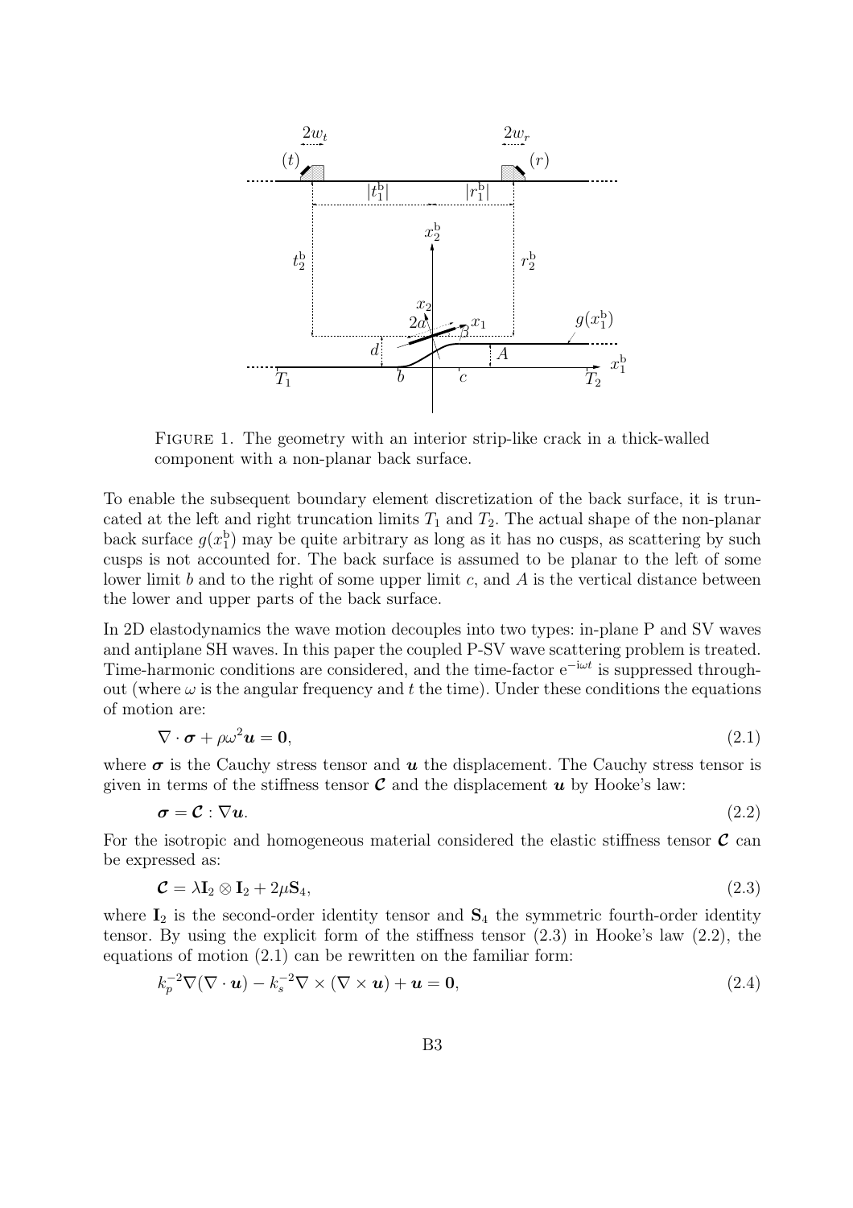FIGURE 1. The geometry with an interior strip-like crack in a thick-walled component with a non-planar back surface.

To enable the subsequent boundary element discretization of the back surface, it is truncated at the left and right truncation limits $T_1$ and $T_2$. The actual shape of the non-planar back surface $g(x_1^{\mathrm{b}})$ may be quite arbitrary as long as it has no cusps, as scattering by such cusps is not accounted for. The back surface is assumed to be planar to the left of some lower limit $b$ and to the right of some upper limit $c$, and $A$ is the vertical distance between the lower and upper parts of the back surface.

In 2D elastodynamics the wave motion decouples into two types: in-plane P and SV waves and antiplane SH waves. In this paper the coupled P-SV wave scattering problem is treated. Time-harmonic conditions are considered, and the time-factor $\mathrm{e}^{-\mathrm{i}\omega t}$ is suppressed throughout (where $\omega$ is the angular frequency and $t$ the time). Under these conditions the equations of motion are:

$$\nabla \cdot \boldsymbol{\sigma} + \rho\omega^2 \boldsymbol{u} = \boldsymbol{0}, \tag{2.1}$$

where $\boldsymbol{\sigma}$ is the Cauchy stress tensor and $\boldsymbol{u}$ the displacement. The Cauchy stress tensor is given in terms of the stiffness tensor $\boldsymbol{\mathcal{C}}$ and the displacement $\boldsymbol{u}$ by Hooke's law:

$$\boldsymbol{\sigma} = \boldsymbol{\mathcal{C}} : \nabla \boldsymbol{u}. \tag{2.2}$$

For the isotropic and homogeneous material considered the elastic stiffness tensor $\boldsymbol{\mathcal{C}}$ can be expressed as:

$$\boldsymbol{\mathcal{C}} = \lambda \mathbf{I}_2 \otimes \mathbf{I}_2 + 2\mu \mathbf{S}_4, \tag{2.3}$$

where $\mathbf{I}_2$ is the second-order identity tensor and $\mathbf{S}_4$ the symmetric fourth-order identity tensor. By using the explicit form of the stiffness tensor (2.3) in Hooke's law (2.2), the equations of motion (2.1) can be rewritten on the familiar form:

$$k_p^{-2} \nabla(\nabla \cdot \boldsymbol{u}) - k_s^{-2} \nabla \times (\nabla \times \boldsymbol{u}) + \boldsymbol{u} = \boldsymbol{0}, \tag{2.4}$$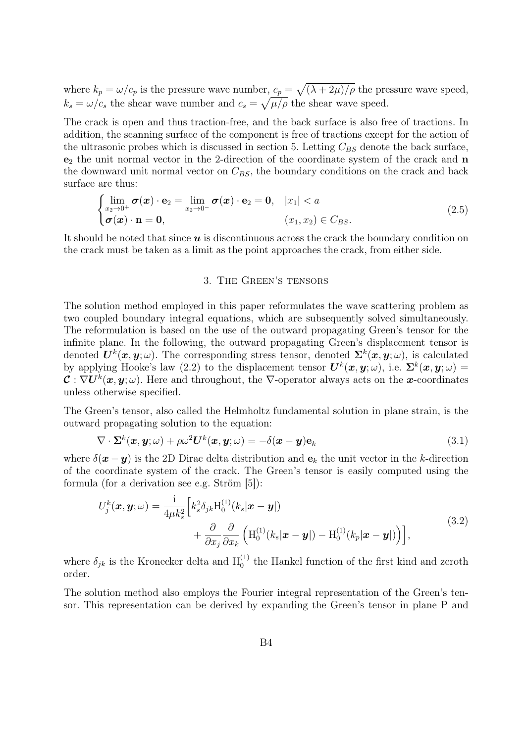where $k_p = \omega/c_p$ is the pressure wave number, $c_p = \sqrt{(\lambda + 2\mu)/\rho}$ the pressure wave speed, $k_s = \omega/c_s$ the shear wave number and $c_s = \sqrt{\mu/\rho}$ the shear wave speed.

The crack is open and thus traction-free, and the back surface is also free of tractions. In addition, the scanning surface of the component is free of tractions except for the action of the ultrasonic probes which is discussed in section 5. Letting $C_{BS}$ denote the back surface, $\mathbf{e}_2$ the unit normal vector in the 2-direction of the coordinate system of the crack and $\mathbf{n}$ the downward unit normal vector on $C_{BS}$, the boundary conditions on the crack and back surface are thus:

$$\begin{cases} \lim\limits_{x_2 \to 0^+} \boldsymbol{\sigma}(\boldsymbol{x}) \cdot \mathbf{e}_2 = \lim\limits_{x_2 \to 0^-} \boldsymbol{\sigma}(\boldsymbol{x}) \cdot \mathbf{e}_2 = \mathbf{0}, & |x_1| < a \\ \boldsymbol{\sigma}(\boldsymbol{x}) \cdot \mathbf{n} = \mathbf{0}, & (x_1, x_2) \in C_{BS}. \end{cases} \tag{2.5}$$

It should be noted that since $\boldsymbol{u}$ is discontinuous across the crack the boundary condition on the crack must be taken as a limit as the point approaches the crack, from either side.

## 3. The Green's tensors

The solution method employed in this paper reformulates the wave scattering problem as two coupled boundary integral equations, which are subsequently solved simultaneously. The reformulation is based on the use of the outward propagating Green's tensor for the infinite plane. In the following, the outward propagating Green's displacement tensor is denoted $\boldsymbol{U}^k(\boldsymbol{x}, \boldsymbol{y}; \omega)$. The corresponding stress tensor, denoted $\boldsymbol{\Sigma}^k(\boldsymbol{x}, \boldsymbol{y}; \omega)$, is calculated by applying Hooke's law (2.2) to the displacement tensor $\boldsymbol{U}^k(\boldsymbol{x}, \boldsymbol{y}; \omega)$, i.e. $\boldsymbol{\Sigma}^k(\boldsymbol{x}, \boldsymbol{y}; \omega) = \boldsymbol{\mathcal{C}} : \nabla \boldsymbol{U}^k(\boldsymbol{x}, \boldsymbol{y}; \omega)$. Here and throughout, the $\nabla$-operator always acts on the $\boldsymbol{x}$-coordinates unless otherwise specified.

The Green's tensor, also called the Helmholtz fundamental solution in plane strain, is the outward propagating solution to the equation:

$$\nabla \cdot \boldsymbol{\Sigma}^k(\boldsymbol{x}, \boldsymbol{y}; \omega) + \rho\omega^2 \boldsymbol{U}^k(\boldsymbol{x}, \boldsymbol{y}; \omega) = -\delta(\boldsymbol{x} - \boldsymbol{y})\mathbf{e}_k \tag{3.1}$$

where $\delta(\boldsymbol{x} - \boldsymbol{y})$ is the 2D Dirac delta distribution and $\mathbf{e}_k$ the unit vector in the $k$-direction of the coordinate system of the crack. The Green's tensor is easily computed using the formula (for a derivation see e.g. Ström [5]):

$$\begin{aligned} U_j^k(\boldsymbol{x}, \boldsymbol{y}; \omega) = \frac{\mathrm{i}}{4\mu k_s^2} \Big[ & k_s^2 \delta_{jk} \mathrm{H}_0^{(1)}(k_s |\boldsymbol{x} - \boldsymbol{y}|) \\ & + \frac{\partial}{\partial x_j} \frac{\partial}{\partial x_k} \left( \mathrm{H}_0^{(1)}(k_s |\boldsymbol{x} - \boldsymbol{y}|) - \mathrm{H}_0^{(1)}(k_p |\boldsymbol{x} - \boldsymbol{y}|) \right) \Big], \end{aligned} \tag{3.2}$$

where $\delta_{jk}$ is the Kronecker delta and $\mathrm{H}_0^{(1)}$ the Hankel function of the first kind and zeroth order.

The solution method also employs the Fourier integral representation of the Green's tensor. This representation can be derived by expanding the Green's tensor in plane P and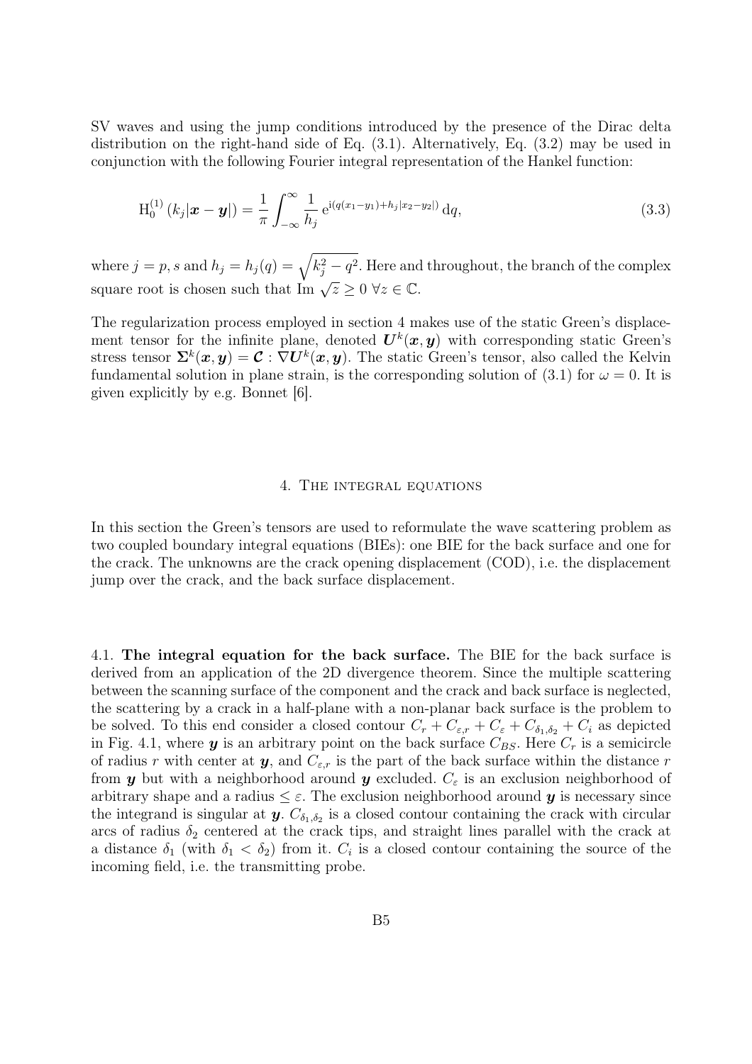SV waves and using the jump conditions introduced by the presence of the Dirac delta distribution on the right-hand side of Eq. (3.1). Alternatively, Eq. (3.2) may be used in conjunction with the following Fourier integral representation of the Hankel function:

$$\mathrm{H}_0^{(1)}\left(k_j|\boldsymbol{x}-\boldsymbol{y}|\right) = \frac{1}{\pi}\int_{-\infty}^{\infty} \frac{1}{h_j}\,\mathrm{e}^{\mathrm{i}(q(x_1-y_1)+h_j|x_2-y_2|)}\,\mathrm{d}q, \tag{3.3}$$

where $j = p, s$ and $h_j = h_j(q) = \sqrt{k_j^2 - q^2}$. Here and throughout, the branch of the complex square root is chosen such that $\operatorname{Im}\sqrt{z} \geq 0 \;\forall z \in \mathbb{C}$.

The regularization process employed in section 4 makes use of the static Green's displacement tensor for the infinite plane, denoted $\boldsymbol{U}^k(\boldsymbol{x},\boldsymbol{y})$ with corresponding static Green's stress tensor $\boldsymbol{\Sigma}^k(\boldsymbol{x},\boldsymbol{y}) = \boldsymbol{\mathcal{C}} : \nabla \boldsymbol{U}^k(\boldsymbol{x},\boldsymbol{y})$. The static Green's tensor, also called the Kelvin fundamental solution in plane strain, is the corresponding solution of (3.1) for $\omega = 0$. It is given explicitly by e.g. Bonnet [6].

## 4. The integral equations

In this section the Green's tensors are used to reformulate the wave scattering problem as two coupled boundary integral equations (BIEs): one BIE for the back surface and one for the crack. The unknowns are the crack opening displacement (COD), i.e. the displacement jump over the crack, and the back surface displacement.

4.1. **The integral equation for the back surface.** The BIE for the back surface is derived from an application of the 2D divergence theorem. Since the multiple scattering between the scanning surface of the component and the crack and back surface is neglected, the scattering by a crack in a half-plane with a non-planar back surface is the problem to be solved. To this end consider a closed contour $C_r + C_{\varepsilon,r} + C_\varepsilon + C_{\delta_1,\delta_2} + C_i$ as depicted in Fig. 4.1, where $\boldsymbol{y}$ is an arbitrary point on the back surface $C_{BS}$. Here $C_r$ is a semicircle of radius $r$ with center at $\boldsymbol{y}$, and $C_{\varepsilon,r}$ is the part of the back surface within the distance $r$ from $\boldsymbol{y}$ but with a neighborhood around $\boldsymbol{y}$ excluded. $C_\varepsilon$ is an exclusion neighborhood of arbitrary shape and a radius $\leq \varepsilon$. The exclusion neighborhood around $\boldsymbol{y}$ is necessary since the integrand is singular at $\boldsymbol{y}$. $C_{\delta_1,\delta_2}$ is a closed contour containing the crack with circular arcs of radius $\delta_2$ centered at the crack tips, and straight lines parallel with the crack at a distance $\delta_1$ (with $\delta_1 < \delta_2$) from it. $C_i$ is a closed contour containing the source of the incoming field, i.e. the transmitting probe.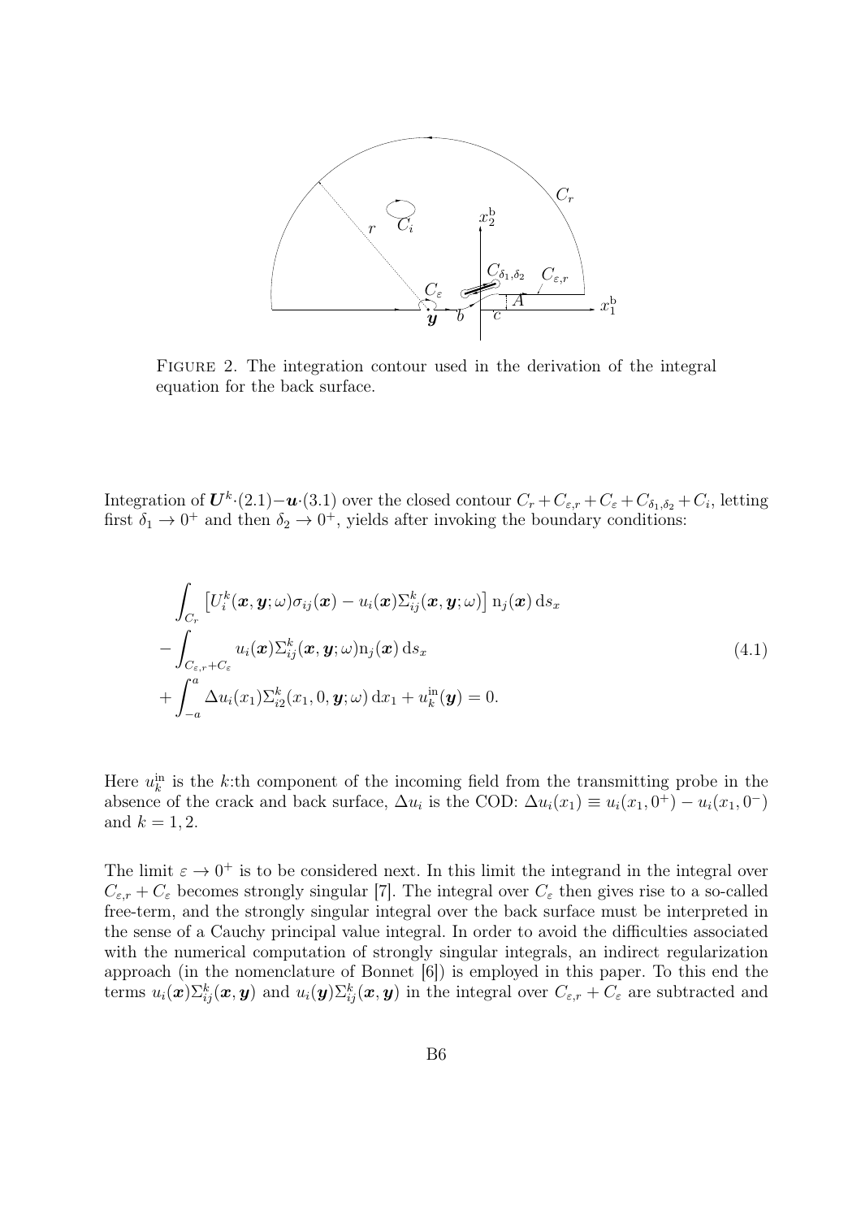FIGURE 2. The integration contour used in the derivation of the integral equation for the back surface.

Integration of $\boldsymbol{U}^k\cdot(2.1)-\boldsymbol{u}\cdot(3.1)$ over the closed contour $C_r + C_{\varepsilon,r} + C_\varepsilon + C_{\delta_1,\delta_2} + C_i$, letting first $\delta_1 \to 0^+$ and then $\delta_2 \to 0^+$, yields after invoking the boundary conditions:

$$
\begin{aligned}
&\int_{C_r} \left[ U_i^k(\boldsymbol{x},\boldsymbol{y};\omega)\sigma_{ij}(\boldsymbol{x}) - u_i(\boldsymbol{x})\Sigma_{ij}^k(\boldsymbol{x},\boldsymbol{y};\omega)\right] \mathrm{n}_j(\boldsymbol{x})\,\mathrm{d}s_x \\
&- \int_{C_{\varepsilon,r}+C_\varepsilon} u_i(\boldsymbol{x})\Sigma_{ij}^k(\boldsymbol{x},\boldsymbol{y};\omega)\mathrm{n}_j(\boldsymbol{x})\,\mathrm{d}s_x \\
&+ \int_{-a}^{a} \Delta u_i(x_1)\Sigma_{i2}^k(x_1,0,\boldsymbol{y};\omega)\,\mathrm{d}x_1 + u_k^{\mathrm{in}}(\boldsymbol{y}) = 0.
\end{aligned}
\tag{4.1}
$$

Here $u_k^{\mathrm{in}}$ is the $k$:th component of the incoming field from the transmitting probe in the absence of the crack and back surface, $\Delta u_i$ is the COD: $\Delta u_i(x_1) \equiv u_i(x_1,0^+) - u_i(x_1,0^-)$ and $k = 1,2$.

The limit $\varepsilon \to 0^+$ is to be considered next. In this limit the integrand in the integral over $C_{\varepsilon,r} + C_\varepsilon$ becomes strongly singular [7]. The integral over $C_\varepsilon$ then gives rise to a so-called free-term, and the strongly singular integral over the back surface must be interpreted in the sense of a Cauchy principal value integral. In order to avoid the difficulties associated with the numerical computation of strongly singular integrals, an indirect regularization approach (in the nomenclature of Bonnet [6]) is employed in this paper. To this end the terms $u_i(\boldsymbol{x})\Sigma_{ij}^k(\boldsymbol{x},\boldsymbol{y})$ and $u_i(\boldsymbol{y})\Sigma_{ij}^k(\boldsymbol{x},\boldsymbol{y})$ in the integral over $C_{\varepsilon,r} + C_\varepsilon$ are subtracted and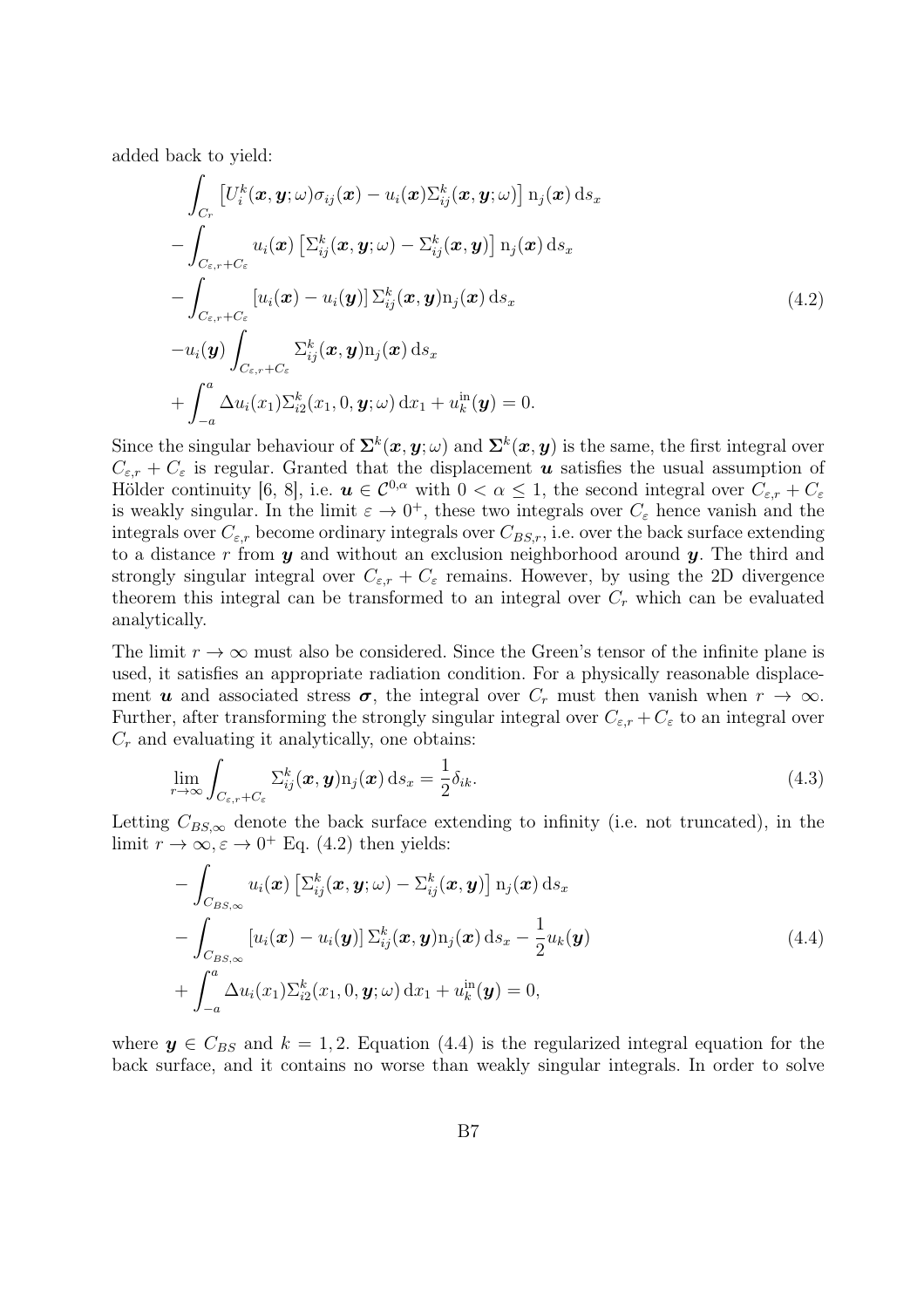added back to yield:

$$
\begin{aligned}
&\int_{C_r} \left[U_i^k(\boldsymbol{x},\boldsymbol{y};\omega)\sigma_{ij}(\boldsymbol{x}) - u_i(\boldsymbol{x})\Sigma_{ij}^k(\boldsymbol{x},\boldsymbol{y};\omega)\right] \mathrm{n}_j(\boldsymbol{x})\,\mathrm{d}s_x \\
&-\int_{C_{\varepsilon,r}+C_\varepsilon} u_i(\boldsymbol{x})\left[\Sigma_{ij}^k(\boldsymbol{x},\boldsymbol{y};\omega) - \Sigma_{ij}^k(\boldsymbol{x},\boldsymbol{y})\right]\mathrm{n}_j(\boldsymbol{x})\,\mathrm{d}s_x \\
&-\int_{C_{\varepsilon,r}+C_\varepsilon} \left[u_i(\boldsymbol{x}) - u_i(\boldsymbol{y})\right]\Sigma_{ij}^k(\boldsymbol{x},\boldsymbol{y})\mathrm{n}_j(\boldsymbol{x})\,\mathrm{d}s_x \\
&-u_i(\boldsymbol{y})\int_{C_{\varepsilon,r}+C_\varepsilon} \Sigma_{ij}^k(\boldsymbol{x},\boldsymbol{y})\mathrm{n}_j(\boldsymbol{x})\,\mathrm{d}s_x \\
&+\int_{-a}^{a} \Delta u_i(x_1)\Sigma_{i2}^k(x_1,0,\boldsymbol{y};\omega)\,\mathrm{d}x_1 + u_k^{\mathrm{in}}(\boldsymbol{y}) = 0.
\end{aligned}
\tag{4.2}
$$

Since the singular behaviour of $\boldsymbol{\Sigma}^k(\boldsymbol{x},\boldsymbol{y};\omega)$ and $\boldsymbol{\Sigma}^k(\boldsymbol{x},\boldsymbol{y})$ is the same, the first integral over $C_{\varepsilon,r}+C_\varepsilon$ is regular. Granted that the displacement $\boldsymbol{u}$ satisfies the usual assumption of Hölder continuity [6, 8], i.e. $\boldsymbol{u}\in\mathcal{C}^{0,\alpha}$ with $0<\alpha\leq 1$, the second integral over $C_{\varepsilon,r}+C_\varepsilon$ is weakly singular. In the limit $\varepsilon\to 0^+$, these two integrals over $C_\varepsilon$ hence vanish and the integrals over $C_{\varepsilon,r}$ become ordinary integrals over $C_{BS,r}$, i.e. over the back surface extending to a distance $r$ from $\boldsymbol{y}$ and without an exclusion neighborhood around $\boldsymbol{y}$. The third and strongly singular integral over $C_{\varepsilon,r}+C_\varepsilon$ remains. However, by using the 2D divergence theorem this integral can be transformed to an integral over $C_r$ which can be evaluated analytically.

The limit $r\to\infty$ must also be considered. Since the Green's tensor of the infinite plane is used, it satisfies an appropriate radiation condition. For a physically reasonable displacement $\boldsymbol{u}$ and associated stress $\boldsymbol{\sigma}$, the integral over $C_r$ must then vanish when $r\to\infty$. Further, after transforming the strongly singular integral over $C_{\varepsilon,r}+C_\varepsilon$ to an integral over $C_r$ and evaluating it analytically, one obtains:

$$
\lim_{r\to\infty}\int_{C_{\varepsilon,r}+C_\varepsilon} \Sigma_{ij}^k(\boldsymbol{x},\boldsymbol{y})\mathrm{n}_j(\boldsymbol{x})\,\mathrm{d}s_x = \frac{1}{2}\delta_{ik}. \tag{4.3}
$$

Letting $C_{BS,\infty}$ denote the back surface extending to infinity (i.e. not truncated), in the limit $r\to\infty,\varepsilon\to 0^+$ Eq. (4.2) then yields:

$$
\begin{aligned}
&-\int_{C_{BS,\infty}} u_i(\boldsymbol{x})\left[\Sigma_{ij}^k(\boldsymbol{x},\boldsymbol{y};\omega) - \Sigma_{ij}^k(\boldsymbol{x},\boldsymbol{y})\right]\mathrm{n}_j(\boldsymbol{x})\,\mathrm{d}s_x \\
&-\int_{C_{BS,\infty}} \left[u_i(\boldsymbol{x}) - u_i(\boldsymbol{y})\right]\Sigma_{ij}^k(\boldsymbol{x},\boldsymbol{y})\mathrm{n}_j(\boldsymbol{x})\,\mathrm{d}s_x - \frac{1}{2}u_k(\boldsymbol{y}) \\
&+\int_{-a}^{a} \Delta u_i(x_1)\Sigma_{i2}^k(x_1,0,\boldsymbol{y};\omega)\,\mathrm{d}x_1 + u_k^{\mathrm{in}}(\boldsymbol{y}) = 0,
\end{aligned}
\tag{4.4}
$$

where $\boldsymbol{y}\in C_{BS}$ and $k=1,2$. Equation (4.4) is the regularized integral equation for the back surface, and it contains no worse than weakly singular integrals. In order to solve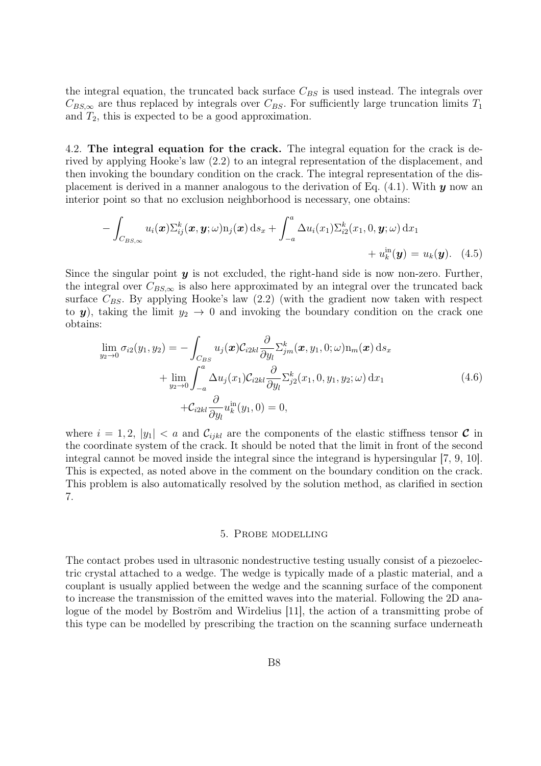the integral equation, the truncated back surface $C_{BS}$ is used instead. The integrals over $C_{BS,\infty}$ are thus replaced by integrals over $C_{BS}$. For sufficiently large truncation limits $T_1$ and $T_2$, this is expected to be a good approximation.

4.2. **The integral equation for the crack.** The integral equation for the crack is derived by applying Hooke's law (2.2) to an integral representation of the displacement, and then invoking the boundary condition on the crack. The integral representation of the displacement is derived in a manner analogous to the derivation of Eq. (4.1). With $\boldsymbol{y}$ now an interior point so that no exclusion neighborhood is necessary, one obtains:

$$-\int_{C_{BS,\infty}} u_i(\boldsymbol{x})\Sigma^k_{ij}(\boldsymbol{x},\boldsymbol{y};\omega)\mathrm{n}_j(\boldsymbol{x})\,\mathrm{d}s_x + \int_{-a}^{a} \Delta u_i(x_1)\Sigma^k_{i2}(x_1,0,\boldsymbol{y};\omega)\,\mathrm{d}x_1 + u_k^{\mathrm{in}}(\boldsymbol{y}) = u_k(\boldsymbol{y}). \quad (4.5)$$

Since the singular point $\boldsymbol{y}$ is not excluded, the right-hand side is now non-zero. Further, the integral over $C_{BS,\infty}$ is also here approximated by an integral over the truncated back surface $C_{BS}$. By applying Hooke's law (2.2) (with the gradient now taken with respect to $\boldsymbol{y}$), taking the limit $y_2 \to 0$ and invoking the boundary condition on the crack one obtains:

$$\begin{aligned}\lim_{y_2\to 0}\sigma_{i2}(y_1,y_2) = -\int_{C_{BS}} u_j(\boldsymbol{x})\mathcal{C}_{i2kl}\frac{\partial}{\partial y_l}\Sigma^k_{jm}(\boldsymbol{x},y_1,0;\omega)\mathrm{n}_m(\boldsymbol{x})\,\mathrm{d}s_x \\ + \lim_{y_2\to 0}\int_{-a}^{a}\Delta u_j(x_1)\mathcal{C}_{i2kl}\frac{\partial}{\partial y_l}\Sigma^k_{j2}(x_1,0,y_1,y_2;\omega)\,\mathrm{d}x_1 \\ +\mathcal{C}_{i2kl}\frac{\partial}{\partial y_l}u_k^{\mathrm{in}}(y_1,0) = 0,\end{aligned} \quad (4.6)$$

where $i = 1, 2$, $|y_1| < a$ and $\mathcal{C}_{ijkl}$ are the components of the elastic stiffness tensor $\boldsymbol{\mathcal{C}}$ in the coordinate system of the crack. It should be noted that the limit in front of the second integral cannot be moved inside the integral since the integrand is hypersingular [7, 9, 10]. This is expected, as noted above in the comment on the boundary condition on the crack. This problem is also automatically resolved by the solution method, as clarified in section 7.

## 5. Probe modelling

The contact probes used in ultrasonic nondestructive testing usually consist of a piezoelectric crystal attached to a wedge. The wedge is typically made of a plastic material, and a couplant is usually applied between the wedge and the scanning surface of the component to increase the transmission of the emitted waves into the material. Following the 2D analogue of the model by Boström and Wirdelius [11], the action of a transmitting probe of this type can be modelled by prescribing the traction on the scanning surface underneath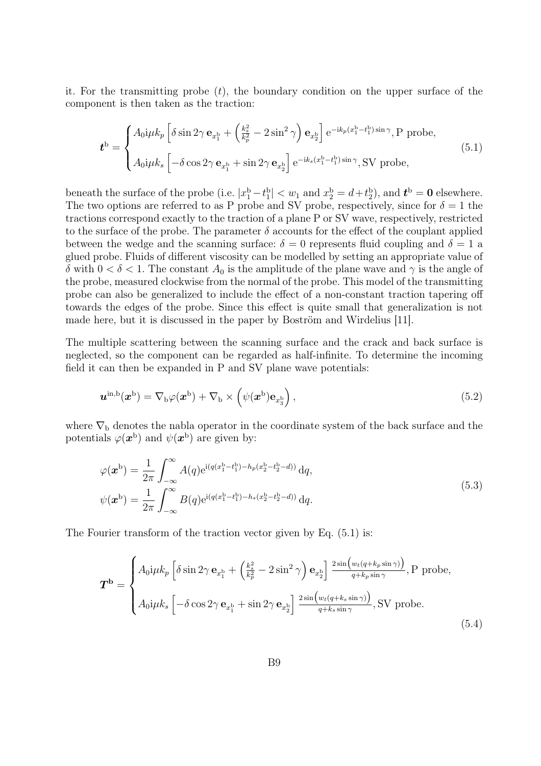it. For the transmitting probe $(t)$, the boundary condition on the upper surface of the component is then taken as the traction:

$$
\boldsymbol{t}^{\mathrm{b}} = \begin{cases} A_0 \mathrm{i}\mu k_p \left[\delta \sin 2\gamma \, \mathbf{e}_{x_1^{\mathrm{b}}} + \left(\frac{k_s^2}{k_p^2} - 2\sin^2\gamma\right) \mathbf{e}_{x_2^{\mathrm{b}}}\right] \mathrm{e}^{-\mathrm{i}k_p (x_1^{\mathrm{b}} - t_1^{\mathrm{b}})\sin\gamma}, \text{P probe}, \\ A_0 \mathrm{i}\mu k_s \left[-\delta \cos 2\gamma \, \mathbf{e}_{x_1^{\mathrm{b}}} + \sin 2\gamma \, \mathbf{e}_{x_2^{\mathrm{b}}}\right] \mathrm{e}^{-\mathrm{i}k_s (x_1^{\mathrm{b}} - t_1^{\mathrm{b}})\sin\gamma}, \text{SV probe}, \end{cases} \tag{5.1}
$$

beneath the surface of the probe (i.e. $|x_1^{\mathrm{b}} - t_1^{\mathrm{b}}| < w_1$ and $x_2^{\mathrm{b}} = d + t_2^{\mathrm{b}}$), and $\boldsymbol{t}^{\mathrm{b}} = \mathbf{0}$ elsewhere. The two options are referred to as P probe and SV probe, respectively, since for $\delta = 1$ the tractions correspond exactly to the traction of a plane P or SV wave, respectively, restricted to the surface of the probe. The parameter $\delta$ accounts for the effect of the couplant applied between the wedge and the scanning surface: $\delta = 0$ represents fluid coupling and $\delta = 1$ a glued probe. Fluids of different viscosity can be modelled by setting an appropriate value of $\delta$ with $0 < \delta < 1$. The constant $A_0$ is the amplitude of the plane wave and $\gamma$ is the angle of the probe, measured clockwise from the normal of the probe. This model of the transmitting probe can also be generalized to include the effect of a non-constant traction tapering off towards the edges of the probe. Since this effect is quite small that generalization is not made here, but it is discussed in the paper by Boström and Wirdelius [11].

The multiple scattering between the scanning surface and the crack and back surface is neglected, so the component can be regarded as half-infinite. To determine the incoming field it can then be expanded in P and SV plane wave potentials:

$$
\boldsymbol{u}^{\mathrm{in,b}}(\boldsymbol{x}^{\mathrm{b}}) = \nabla_{\mathrm{b}}\varphi(\boldsymbol{x}^{\mathrm{b}}) + \nabla_{\mathrm{b}} \times \left(\psi(\boldsymbol{x}^{\mathrm{b}})\mathbf{e}_{x_3^{\mathrm{b}}}\right), \tag{5.2}
$$

where $\nabla_{\mathrm{b}}$ denotes the nabla operator in the coordinate system of the back surface and the potentials $\varphi(\boldsymbol{x}^{\mathrm{b}})$ and $\psi(\boldsymbol{x}^{\mathrm{b}})$ are given by:

$$
\begin{aligned}
\varphi(\boldsymbol{x}^{\mathrm{b}}) &= \frac{1}{2\pi}\int_{-\infty}^{\infty} A(q)\mathrm{e}^{\mathrm{i}(q(x_1^{\mathrm{b}} - t_1^{\mathrm{b}}) - h_p(x_2^{\mathrm{b}} - t_2^{\mathrm{b}} - d))}\,\mathrm{d}q, \\
\psi(\boldsymbol{x}^{\mathrm{b}}) &= \frac{1}{2\pi}\int_{-\infty}^{\infty} B(q)\mathrm{e}^{\mathrm{i}(q(x_1^{\mathrm{b}} - t_1^{\mathrm{b}}) - h_s(x_2^{\mathrm{b}} - t_2^{\mathrm{b}} - d))}\,\mathrm{d}q.
\end{aligned} \tag{5.3}
$$

The Fourier transform of the traction vector given by Eq. (5.1) is:

$$
\boldsymbol{T}^{\mathbf{b}} = \begin{cases} A_0 \mathrm{i}\mu k_p \left[\delta \sin 2\gamma \, \mathbf{e}_{x_1^{\mathrm{b}}} + \left(\frac{k_s^2}{k_p^2} - 2\sin^2\gamma\right) \mathbf{e}_{x_2^{\mathrm{b}}}\right] \frac{2\sin\left(w_t(q + k_p \sin\gamma)\right)}{q + k_p\sin\gamma}, \text{P probe}, \\ A_0 \mathrm{i}\mu k_s \left[-\delta \cos 2\gamma \, \mathbf{e}_{x_1^{\mathrm{b}}} + \sin 2\gamma \, \mathbf{e}_{x_2^{\mathrm{b}}}\right] \frac{2\sin\left(w_t(q + k_s\sin\gamma)\right)}{q + k_s\sin\gamma}, \text{SV probe}. \end{cases} \tag{5.4}
$$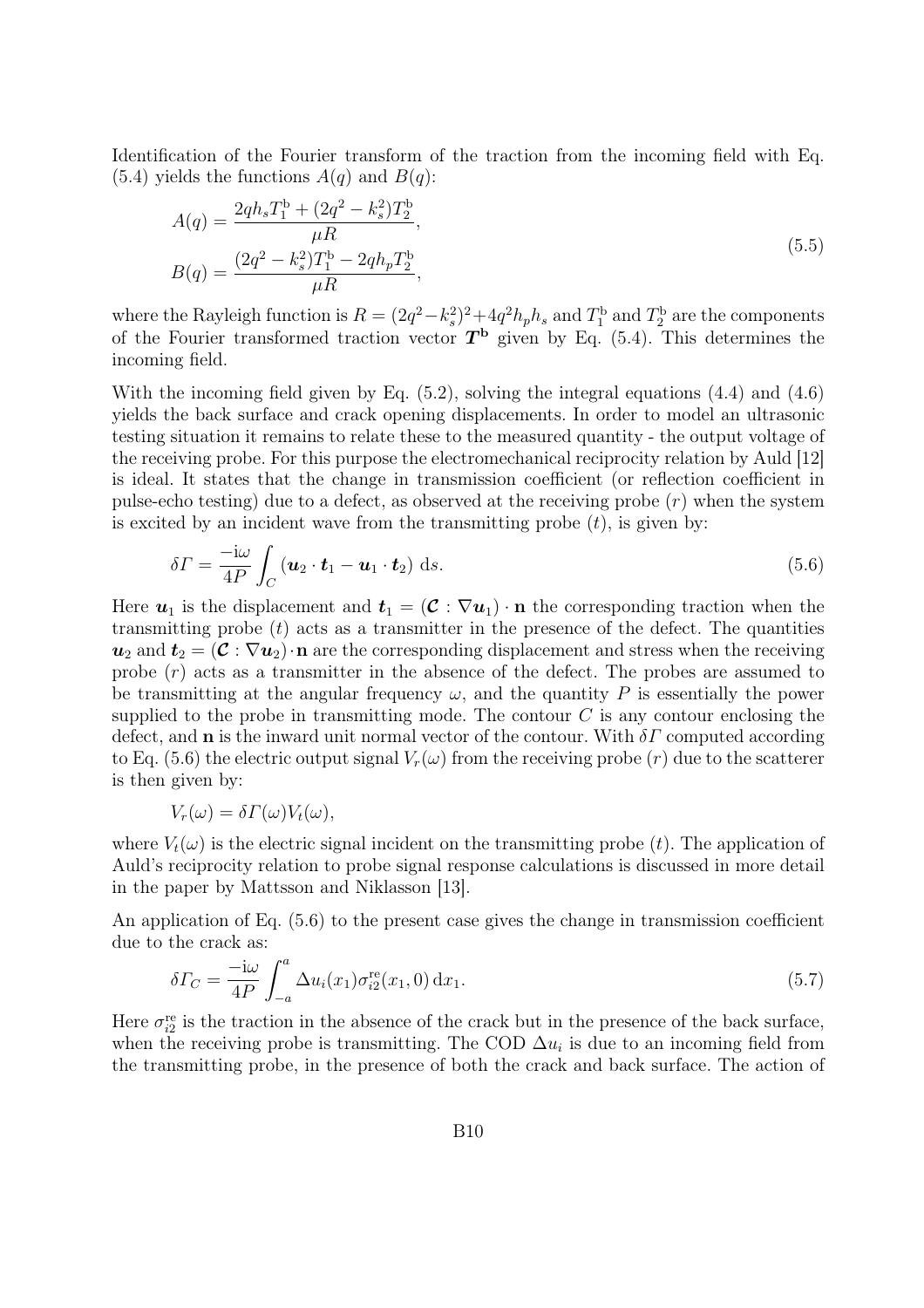Identification of the Fourier transform of the traction from the incoming field with Eq. (5.4) yields the functions $A(q)$ and $B(q)$:

$$
\begin{aligned}
A(q) &= \frac{2qh_sT_1^{\mathrm{b}} + (2q^2 - k_s^2)T_2^{\mathrm{b}}}{\mu R}, \\
B(q) &= \frac{(2q^2 - k_s^2)T_1^{\mathrm{b}} - 2qh_pT_2^{\mathrm{b}}}{\mu R},
\end{aligned}
\tag{5.5}
$$

where the Rayleigh function is $R = (2q^2 - k_s^2)^2 + 4q^2h_ph_s$ and $T_1^{\mathrm{b}}$ and $T_2^{\mathrm{b}}$ are the components of the Fourier transformed traction vector $\boldsymbol{T}^{\mathbf{b}}$ given by Eq. (5.4). This determines the incoming field.

With the incoming field given by Eq. (5.2), solving the integral equations (4.4) and (4.6) yields the back surface and crack opening displacements. In order to model an ultrasonic testing situation it remains to relate these to the measured quantity - the output voltage of the receiving probe. For this purpose the electromechanical reciprocity relation by Auld [12] is ideal. It states that the change in transmission coefficient (or reflection coefficient in pulse-echo testing) due to a defect, as observed at the receiving probe ($r$) when the system is excited by an incident wave from the transmitting probe ($t$), is given by:

$$
\delta\Gamma = \frac{-\mathrm{i}\omega}{4P} \int_C (\boldsymbol{u}_2 \cdot \boldsymbol{t}_1 - \boldsymbol{u}_1 \cdot \boldsymbol{t}_2)\, \mathrm{d}s. \tag{5.6}
$$

Here $\boldsymbol{u}_1$ is the displacement and $\boldsymbol{t}_1 = (\boldsymbol{\mathcal{C}} : \nabla \boldsymbol{u}_1) \cdot \mathbf{n}$ the corresponding traction when the transmitting probe ($t$) acts as a transmitter in the presence of the defect. The quantities $\boldsymbol{u}_2$ and $\boldsymbol{t}_2 = (\boldsymbol{\mathcal{C}} : \nabla \boldsymbol{u}_2) \cdot \mathbf{n}$ are the corresponding displacement and stress when the receiving probe ($r$) acts as a transmitter in the absence of the defect. The probes are assumed to be transmitting at the angular frequency $\omega$, and the quantity $P$ is essentially the power supplied to the probe in transmitting mode. The contour $C$ is any contour enclosing the defect, and $\mathbf{n}$ is the inward unit normal vector of the contour. With $\delta\Gamma$ computed according to Eq. (5.6) the electric output signal $V_r(\omega)$ from the receiving probe ($r$) due to the scatterer is then given by:

$$
V_r(\omega) = \delta\Gamma(\omega) V_t(\omega),
$$

where $V_t(\omega)$ is the electric signal incident on the transmitting probe ($t$). The application of Auld's reciprocity relation to probe signal response calculations is discussed in more detail in the paper by Mattsson and Niklasson [13].

An application of Eq. (5.6) to the present case gives the change in transmission coefficient due to the crack as:

$$
\delta\Gamma_C = \frac{-\mathrm{i}\omega}{4P} \int_{-a}^{a} \Delta u_i(x_1) \sigma_{i2}^{\mathrm{re}}(x_1, 0)\, \mathrm{d}x_1. \tag{5.7}
$$

Here $\sigma_{i2}^{\mathrm{re}}$ is the traction in the absence of the crack but in the presence of the back surface, when the receiving probe is transmitting. The COD $\Delta u_i$ is due to an incoming field from the transmitting probe, in the presence of both the crack and back surface. The action of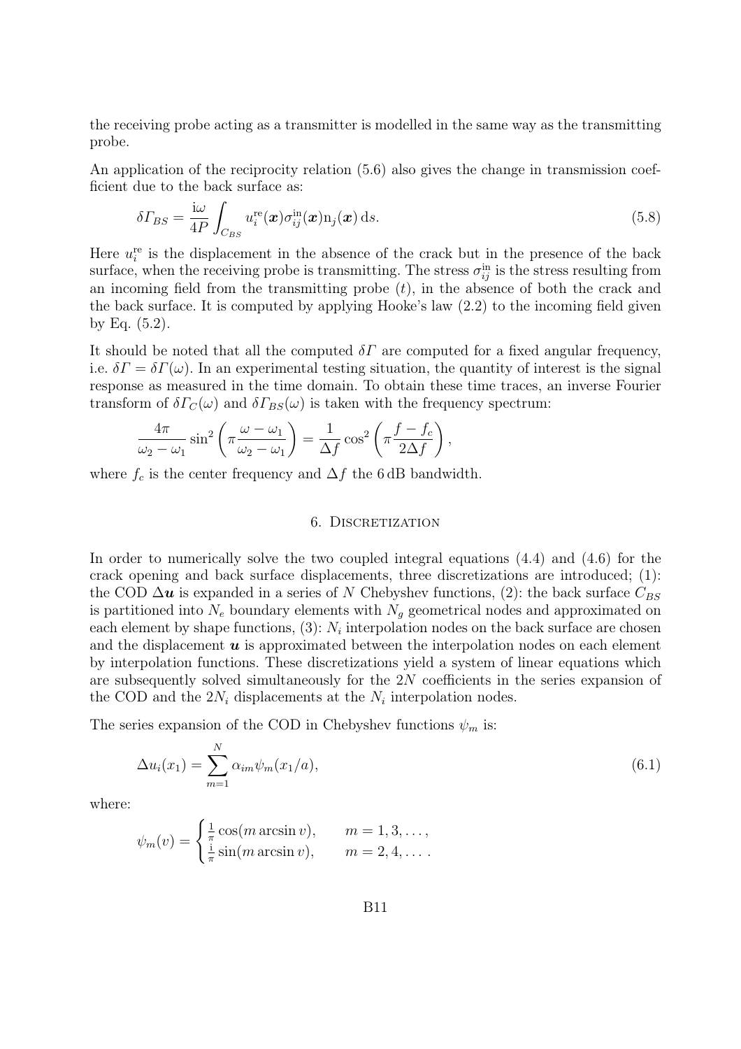the receiving probe acting as a transmitter is modelled in the same way as the transmitting probe.

An application of the reciprocity relation (5.6) also gives the change in transmission coefficient due to the back surface as:

$$\delta\Gamma_{BS} = \frac{\mathrm{i}\omega}{4P} \int_{C_{BS}} u_i^{\mathrm{re}}(\boldsymbol{x}) \sigma_{ij}^{\mathrm{in}}(\boldsymbol{x}) \mathrm{n}_j(\boldsymbol{x}) \, \mathrm{d}s. \tag{5.8}$$

Here $u_i^{\mathrm{re}}$ is the displacement in the absence of the crack but in the presence of the back surface, when the receiving probe is transmitting. The stress $\sigma_{ij}^{\mathrm{in}}$ is the stress resulting from an incoming field from the transmitting probe $(t)$, in the absence of both the crack and the back surface. It is computed by applying Hooke's law (2.2) to the incoming field given by Eq. (5.2).

It should be noted that all the computed $\delta\Gamma$ are computed for a fixed angular frequency, i.e. $\delta\Gamma = \delta\Gamma(\omega)$. In an experimental testing situation, the quantity of interest is the signal response as measured in the time domain. To obtain these time traces, an inverse Fourier transform of $\delta\Gamma_C(\omega)$ and $\delta\Gamma_{BS}(\omega)$ is taken with the frequency spectrum:

$$\frac{4\pi}{\omega_2 - \omega_1} \sin^2\left(\pi \frac{\omega - \omega_1}{\omega_2 - \omega_1}\right) = \frac{1}{\Delta f} \cos^2\left(\pi \frac{f - f_c}{2\Delta f}\right),$$

where $f_c$ is the center frequency and $\Delta f$ the 6 dB bandwidth.

## 6. Discretization

In order to numerically solve the two coupled integral equations (4.4) and (4.6) for the crack opening and back surface displacements, three discretizations are introduced; (1): the COD $\Delta\boldsymbol{u}$ is expanded in a series of $N$ Chebyshev functions, (2): the back surface $C_{BS}$ is partitioned into $N_e$ boundary elements with $N_g$ geometrical nodes and approximated on each element by shape functions, (3): $N_i$ interpolation nodes on the back surface are chosen and the displacement $\boldsymbol{u}$ is approximated between the interpolation nodes on each element by interpolation functions. These discretizations yield a system of linear equations which are subsequently solved simultaneously for the $2N$ coefficients in the series expansion of the COD and the $2N_i$ displacements at the $N_i$ interpolation nodes.

The series expansion of the COD in Chebyshev functions $\psi_m$ is:

$$\Delta u_i(x_1) = \sum_{m=1}^{N} \alpha_{im} \psi_m(x_1/a), \tag{6.1}$$

where:

$$\psi_m(v) = \begin{cases} \frac{1}{\pi} \cos(m \arcsin v), & m = 1, 3, \ldots, \\ \frac{\mathrm{i}}{\pi} \sin(m \arcsin v), & m = 2, 4, \ldots. \end{cases}$$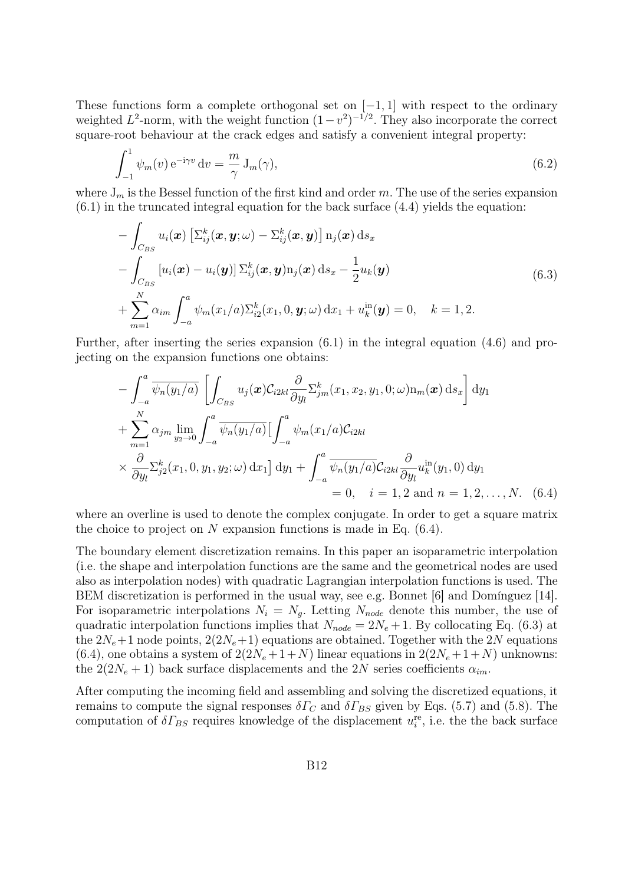These functions form a complete orthogonal set on $[-1,1]$ with respect to the ordinary weighted $L^2$-norm, with the weight function $(1-v^2)^{-1/2}$. They also incorporate the correct square-root behaviour at the crack edges and satisfy a convenient integral property:

$$\int_{-1}^{1} \psi_m(v)\,\mathrm{e}^{-\mathrm{i}\gamma v}\,\mathrm{d}v = \frac{m}{\gamma}\,\mathrm{J}_m(\gamma), \tag{6.2}$$

where $\mathrm{J}_m$ is the Bessel function of the first kind and order $m$. The use of the series expansion (6.1) in the truncated integral equation for the back surface (4.4) yields the equation:

$$\begin{aligned}
&-\int_{C_{BS}} u_i(\boldsymbol{x})\left[\Sigma_{ij}^k(\boldsymbol{x},\boldsymbol{y};\omega)-\Sigma_{ij}^k(\boldsymbol{x},\boldsymbol{y})\right]\mathrm{n}_j(\boldsymbol{x})\,\mathrm{d}s_x \\
&-\int_{C_{BS}} \left[u_i(\boldsymbol{x})-u_i(\boldsymbol{y})\right]\Sigma_{ij}^k(\boldsymbol{x},\boldsymbol{y})\mathrm{n}_j(\boldsymbol{x})\,\mathrm{d}s_x - \frac{1}{2}u_k(\boldsymbol{y}) \\
&+\sum_{m=1}^{N}\alpha_{im}\int_{-a}^{a}\psi_m(x_1/a)\Sigma_{i2}^k(x_1,0,\boldsymbol{y};\omega)\,\mathrm{d}x_1 + u_k^{\mathrm{in}}(\boldsymbol{y}) = 0, \quad k=1,2.
\end{aligned} \tag{6.3}$$

Further, after inserting the series expansion (6.1) in the integral equation (4.6) and projecting on the expansion functions one obtains:

$$\begin{aligned}
&-\int_{-a}^{a}\overline{\psi_n(y_1/a)}\left[\int_{C_{BS}} u_j(\boldsymbol{x})\mathcal{C}_{i2kl}\frac{\partial}{\partial y_l}\Sigma_{jm}^k(x_1,x_2,y_1,0;\omega)\mathrm{n}_m(\boldsymbol{x})\,\mathrm{d}s_x\right]\mathrm{d}y_1 \\
&+\sum_{m=1}^{N}\alpha_{jm}\lim_{y_2\to 0}\int_{-a}^{a}\overline{\psi_n(y_1/a)}\Big[\int_{-a}^{a}\psi_m(x_1/a)\mathcal{C}_{i2kl} \\
&\times\frac{\partial}{\partial y_l}\Sigma_{j2}^k(x_1,0,y_1,y_2;\omega)\,\mathrm{d}x_1\Big]\,\mathrm{d}y_1 + \int_{-a}^{a}\overline{\psi_n(y_1/a)}\mathcal{C}_{i2kl}\frac{\partial}{\partial y_l}u_k^{\mathrm{in}}(y_1,0)\,\mathrm{d}y_1 \\
&= 0, \quad i=1,2 \text{ and } n=1,2,\ldots,N.
\end{aligned} \tag{6.4}$$

where an overline is used to denote the complex conjugate. In order to get a square matrix the choice to project on $N$ expansion functions is made in Eq. (6.4).

The boundary element discretization remains. In this paper an isoparametric interpolation (i.e. the shape and interpolation functions are the same and the geometrical nodes are used also as interpolation nodes) with quadratic Lagrangian interpolation functions is used. The BEM discretization is performed in the usual way, see e.g. Bonnet [6] and Domínguez [14]. For isoparametric interpolations $N_i = N_g$. Letting $N_{node}$ denote this number, the use of quadratic interpolation functions implies that $N_{node} = 2N_e + 1$. By collocating Eq. (6.3) at the $2N_e+1$ node points, $2(2N_e+1)$ equations are obtained. Together with the $2N$ equations (6.4), one obtains a system of $2(2N_e+1+N)$ linear equations in $2(2N_e+1+N)$ unknowns: the $2(2N_e+1)$ back surface displacements and the $2N$ series coefficients $\alpha_{im}$.

After computing the incoming field and assembling and solving the discretized equations, it remains to compute the signal responses $\delta\Gamma_C$ and $\delta\Gamma_{BS}$ given by Eqs. (5.7) and (5.8). The computation of $\delta\Gamma_{BS}$ requires knowledge of the displacement $u_i^{\mathrm{re}}$, i.e. the the back surface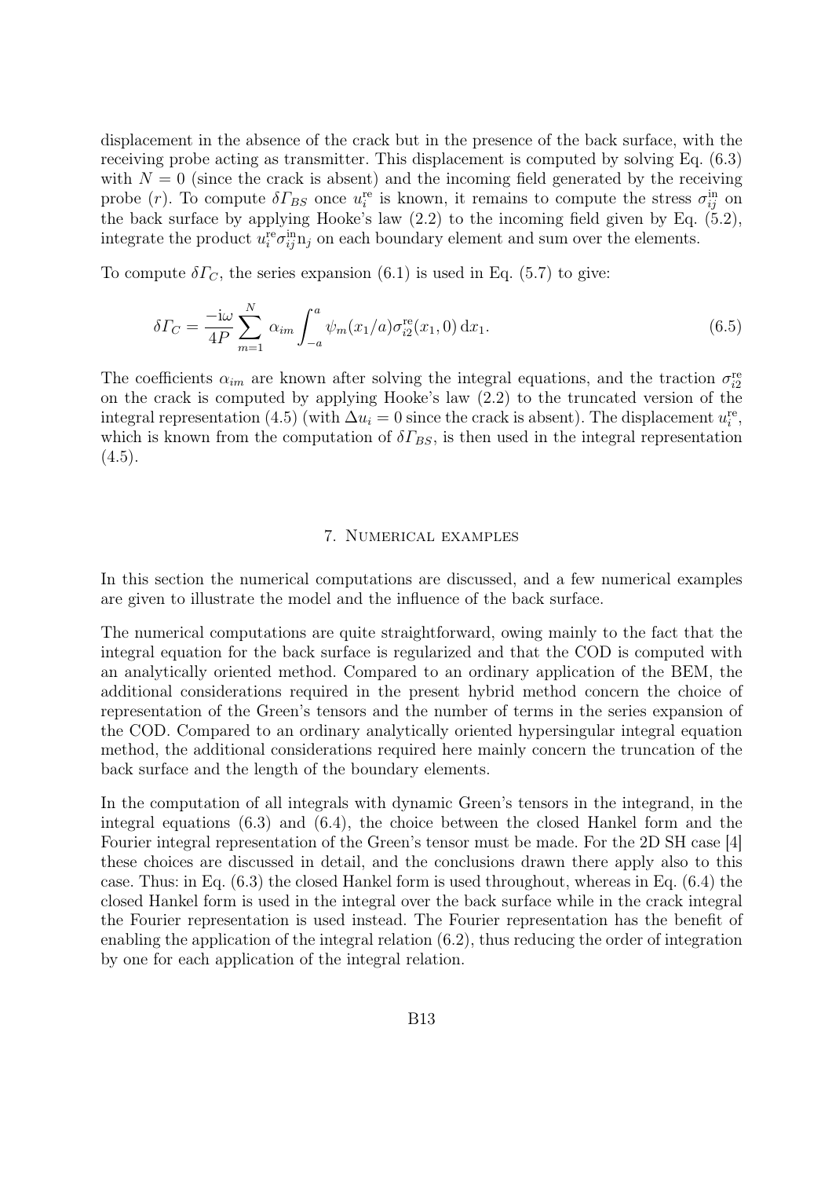displacement in the absence of the crack but in the presence of the back surface, with the receiving probe acting as transmitter. This displacement is computed by solving Eq. (6.3) with $N = 0$ (since the crack is absent) and the incoming field generated by the receiving probe $(r)$. To compute $\delta\Gamma_{BS}$ once $u_i^{\text{re}}$ is known, it remains to compute the stress $\sigma_{ij}^{\text{in}}$ on the back surface by applying Hooke's law (2.2) to the incoming field given by Eq. (5.2), integrate the product $u_i^{\text{re}}\sigma_{ij}^{\text{in}}\text{n}_j$ on each boundary element and sum over the elements.

To compute $\delta\Gamma_C$, the series expansion (6.1) is used in Eq. (5.7) to give:

$$\delta\Gamma_C = \frac{-\text{i}\omega}{4P} \sum_{m=1}^{N} \alpha_{im} \int_{-a}^{a} \psi_m(x_1/a) \sigma_{i2}^{\text{re}}(x_1, 0)\,\text{d}x_1. \tag{6.5}$$

The coefficients $\alpha_{im}$ are known after solving the integral equations, and the traction $\sigma_{i2}^{\text{re}}$ on the crack is computed by applying Hooke's law (2.2) to the truncated version of the integral representation (4.5) (with $\Delta u_i = 0$ since the crack is absent). The displacement $u_i^{\text{re}}$, which is known from the computation of $\delta\Gamma_{BS}$, is then used in the integral representation (4.5).

## 7. Numerical examples

In this section the numerical computations are discussed, and a few numerical examples are given to illustrate the model and the influence of the back surface.

The numerical computations are quite straightforward, owing mainly to the fact that the integral equation for the back surface is regularized and that the COD is computed with an analytically oriented method. Compared to an ordinary application of the BEM, the additional considerations required in the present hybrid method concern the choice of representation of the Green's tensors and the number of terms in the series expansion of the COD. Compared to an ordinary analytically oriented hypersingular integral equation method, the additional considerations required here mainly concern the truncation of the back surface and the length of the boundary elements.

In the computation of all integrals with dynamic Green's tensors in the integrand, in the integral equations (6.3) and (6.4), the choice between the closed Hankel form and the Fourier integral representation of the Green's tensor must be made. For the 2D SH case [4] these choices are discussed in detail, and the conclusions drawn there apply also to this case. Thus: in Eq. (6.3) the closed Hankel form is used throughout, whereas in Eq. (6.4) the closed Hankel form is used in the integral over the back surface while in the crack integral the Fourier representation is used instead. The Fourier representation has the benefit of enabling the application of the integral relation (6.2), thus reducing the order of integration by one for each application of the integral relation.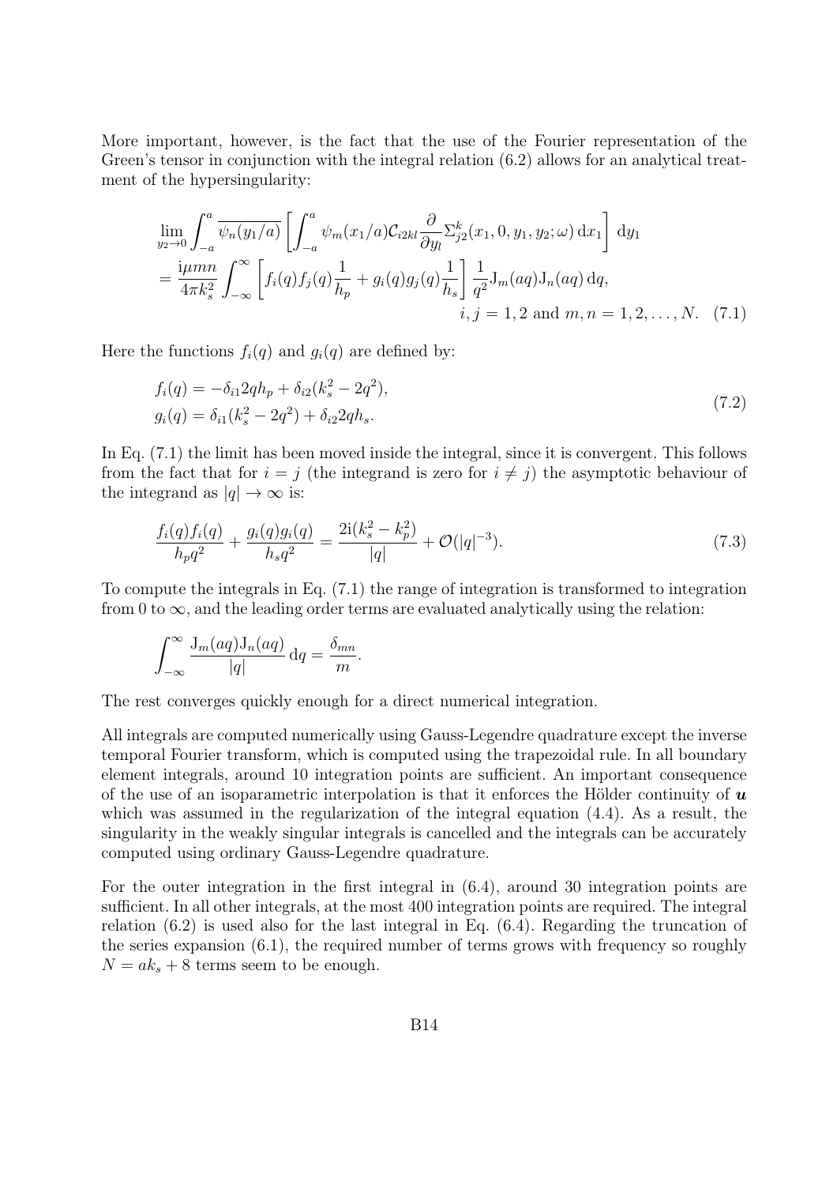More important, however, is the fact that the use of the Fourier representation of the Green's tensor in conjunction with the integral relation (6.2) allows for an analytical treatment of the hypersingularity:

$$
\begin{aligned}
&\lim_{y_2 \to 0} \int_{-a}^{a} \overline{\psi_n(y_1/a)} \left[ \int_{-a}^{a} \psi_m(x_1/a) \mathcal{C}_{i2kl} \frac{\partial}{\partial y_l} \Sigma_{j2}^{k}(x_1, 0, y_1, y_2; \omega) \, \mathrm{d}x_1 \right] \mathrm{d}y_1 \\
&= \frac{\mathrm{i}\mu m n}{4\pi k_s^2} \int_{-\infty}^{\infty} \left[ f_i(q) f_j(q) \frac{1}{h_p} + g_i(q) g_j(q) \frac{1}{h_s} \right] \frac{1}{q^2} \mathrm{J}_m(aq) \mathrm{J}_n(aq) \, \mathrm{d}q, \\
&\qquad\qquad\qquad\qquad\qquad\qquad i, j = 1, 2 \text{ and } m, n = 1, 2, \ldots, N. \quad (7.1)
\end{aligned}
$$

Here the functions $f_i(q)$ and $g_i(q)$ are defined by:

$$
\begin{aligned}
f_i(q) &= -\delta_{i1} 2q h_p + \delta_{i2}(k_s^2 - 2q^2), \\
g_i(q) &= \delta_{i1}(k_s^2 - 2q^2) + \delta_{i2} 2q h_s.
\end{aligned}
\tag{7.2}
$$

In Eq. (7.1) the limit has been moved inside the integral, since it is convergent. This follows from the fact that for $i = j$ (the integrand is zero for $i \neq j$) the asymptotic behaviour of the integrand as $|q| \to \infty$ is:

$$
\frac{f_i(q) f_i(q)}{h_p q^2} + \frac{g_i(q) g_i(q)}{h_s q^2} = \frac{2\mathrm{i}(k_s^2 - k_p^2)}{|q|} + \mathcal{O}(|q|^{-3}). \tag{7.3}
$$

To compute the integrals in Eq. (7.1) the range of integration is transformed to integration from 0 to $\infty$, and the leading order terms are evaluated analytically using the relation:

$$
\int_{-\infty}^{\infty} \frac{\mathrm{J}_m(aq) \mathrm{J}_n(aq)}{|q|} \, \mathrm{d}q = \frac{\delta_{mn}}{m}.
$$

The rest converges quickly enough for a direct numerical integration.

All integrals are computed numerically using Gauss-Legendre quadrature except the inverse temporal Fourier transform, which is computed using the trapezoidal rule. In all boundary element integrals, around 10 integration points are sufficient. An important consequence of the use of an isoparametric interpolation is that it enforces the Hölder continuity of $\boldsymbol{u}$ which was assumed in the regularization of the integral equation (4.4). As a result, the singularity in the weakly singular integrals is cancelled and the integrals can be accurately computed using ordinary Gauss-Legendre quadrature.

For the outer integration in the first integral in (6.4), around 30 integration points are sufficient. In all other integrals, at the most 400 integration points are required. The integral relation (6.2) is used also for the last integral in Eq. (6.4). Regarding the truncation of the series expansion (6.1), the required number of terms grows with frequency so roughly $N = ak_s + 8$ terms seem to be enough.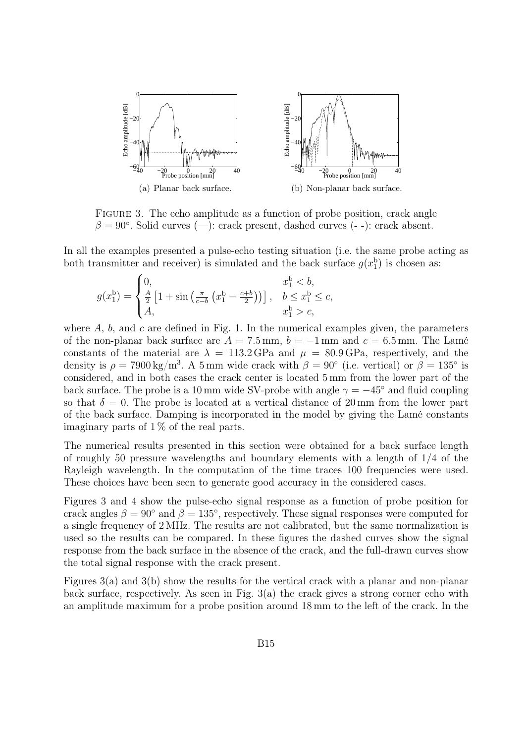(a) Planar back surface.

(b) Non-planar back surface.

FIGURE 3. The echo amplitude as a function of probe position, crack angle $\beta = 90^\circ$. Solid curves (—): crack present, dashed curves (- -): crack absent.

In all the examples presented a pulse-echo testing situation (i.e. the same probe acting as both transmitter and receiver) is simulated and the back surface $g(x_1^{\mathrm{b}})$ is chosen as:

$$g(x_1^{\mathrm{b}}) = \begin{cases} 0, & x_1^{\mathrm{b}} < b, \\ \frac{A}{2}\left[1 + \sin\left(\frac{\pi}{c-b}\left(x_1^{\mathrm{b}} - \frac{c+b}{2}\right)\right)\right], & b \leq x_1^{\mathrm{b}} \leq c, \\ A, & x_1^{\mathrm{b}} > c, \end{cases}$$

where $A$, $b$, and $c$ are defined in Fig. 1. In the numerical examples given, the parameters of the non-planar back surface are $A = 7.5\,\mathrm{mm}$, $b = -1\,\mathrm{mm}$ and $c = 6.5\,\mathrm{mm}$. The Lamé constants of the material are $\lambda = 113.2\,\mathrm{GPa}$ and $\mu = 80.9\,\mathrm{GPa}$, respectively, and the density is $\rho = 7900\,\mathrm{kg/m^3}$. A 5 mm wide crack with $\beta = 90^\circ$ (i.e. vertical) or $\beta = 135^\circ$ is considered, and in both cases the crack center is located 5 mm from the lower part of the back surface. The probe is a 10 mm wide SV-probe with angle $\gamma = -45^\circ$ and fluid coupling so that $\delta = 0$. The probe is located at a vertical distance of 20 mm from the lower part of the back surface. Damping is incorporated in the model by giving the Lamé constants imaginary parts of 1 % of the real parts.

The numerical results presented in this section were obtained for a back surface length of roughly 50 pressure wavelengths and boundary elements with a length of 1/4 of the Rayleigh wavelength. In the computation of the time traces 100 frequencies were used. These choices have been seen to generate good accuracy in the considered cases.

Figures 3 and 4 show the pulse-echo signal response as a function of probe position for crack angles $\beta = 90^\circ$ and $\beta = 135^\circ$, respectively. These signal responses were computed for a single frequency of 2 MHz. The results are not calibrated, but the same normalization is used so the results can be compared. In these figures the dashed curves show the signal response from the back surface in the absence of the crack, and the full-drawn curves show the total signal response with the crack present.

Figures 3(a) and 3(b) show the results for the vertical crack with a planar and non-planar back surface, respectively. As seen in Fig. 3(a) the crack gives a strong corner echo with an amplitude maximum for a probe position around 18 mm to the left of the crack. In the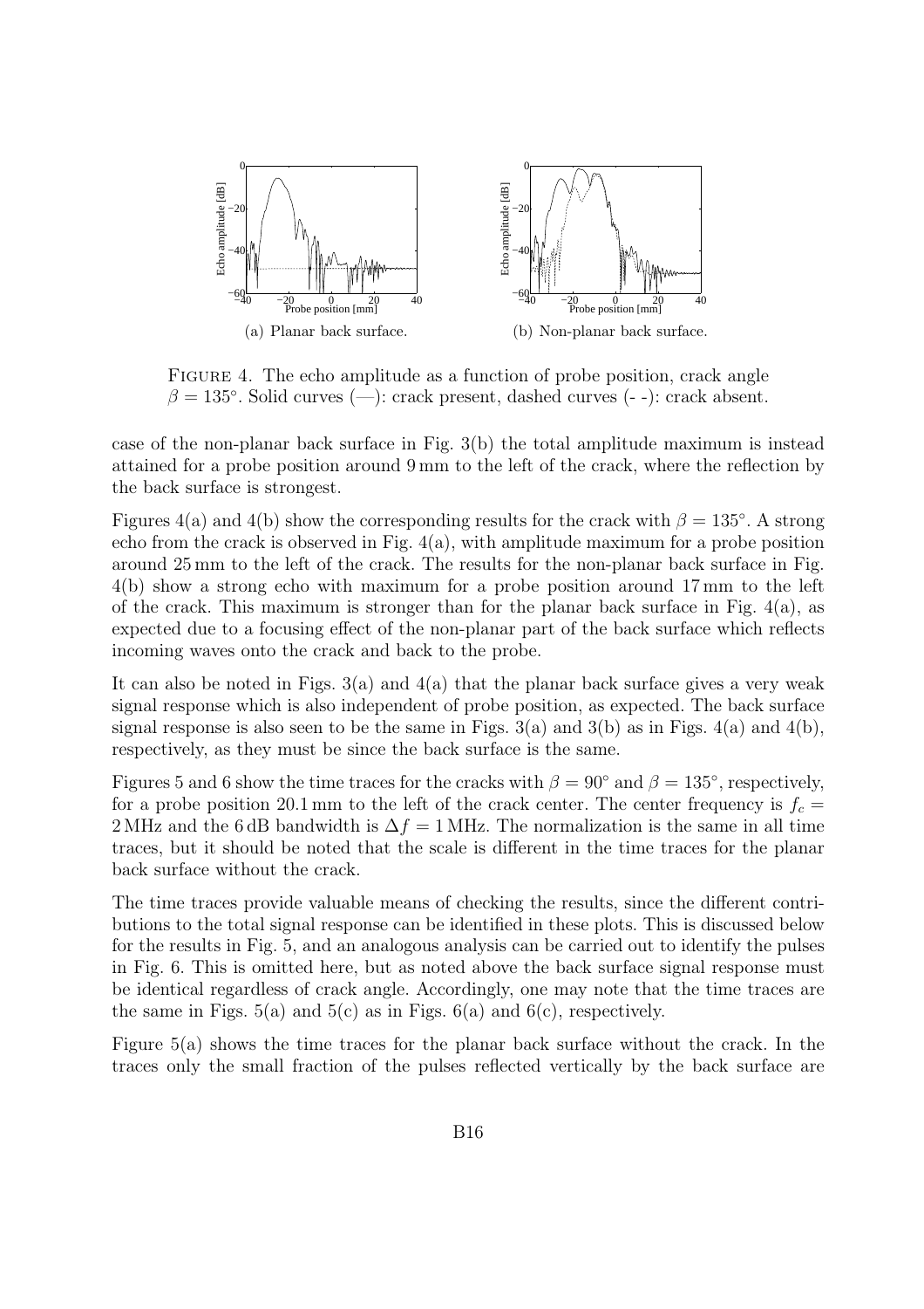(a) Planar back surface.

(b) Non-planar back surface.

FIGURE 4. The echo amplitude as a function of probe position, crack angle $\beta = 135^\circ$. Solid curves (—): crack present, dashed curves (- -): crack absent.

case of the non-planar back surface in Fig. 3(b) the total amplitude maximum is instead attained for a probe position around 9 mm to the left of the crack, where the reflection by the back surface is strongest.

Figures 4(a) and 4(b) show the corresponding results for the crack with $\beta = 135^\circ$. A strong echo from the crack is observed in Fig. 4(a), with amplitude maximum for a probe position around 25 mm to the left of the crack. The results for the non-planar back surface in Fig. 4(b) show a strong echo with maximum for a probe position around 17 mm to the left of the crack. This maximum is stronger than for the planar back surface in Fig. 4(a), as expected due to a focusing effect of the non-planar part of the back surface which reflects incoming waves onto the crack and back to the probe.

It can also be noted in Figs. 3(a) and 4(a) that the planar back surface gives a very weak signal response which is also independent of probe position, as expected. The back surface signal response is also seen to be the same in Figs. 3(a) and 3(b) as in Figs. 4(a) and 4(b), respectively, as they must be since the back surface is the same.

Figures 5 and 6 show the time traces for the cracks with $\beta = 90^\circ$ and $\beta = 135^\circ$, respectively, for a probe position 20.1 mm to the left of the crack center. The center frequency is $f_c = 2\,\text{MHz}$ and the 6 dB bandwidth is $\Delta f = 1\,\text{MHz}$. The normalization is the same in all time traces, but it should be noted that the scale is different in the time traces for the planar back surface without the crack.

The time traces provide valuable means of checking the results, since the different contributions to the total signal response can be identified in these plots. This is discussed below for the results in Fig. 5, and an analogous analysis can be carried out to identify the pulses in Fig. 6. This is omitted here, but as noted above the back surface signal response must be identical regardless of crack angle. Accordingly, one may note that the time traces are the same in Figs. 5(a) and 5(c) as in Figs. 6(a) and 6(c), respectively.

Figure 5(a) shows the time traces for the planar back surface without the crack. In the traces only the small fraction of the pulses reflected vertically by the back surface are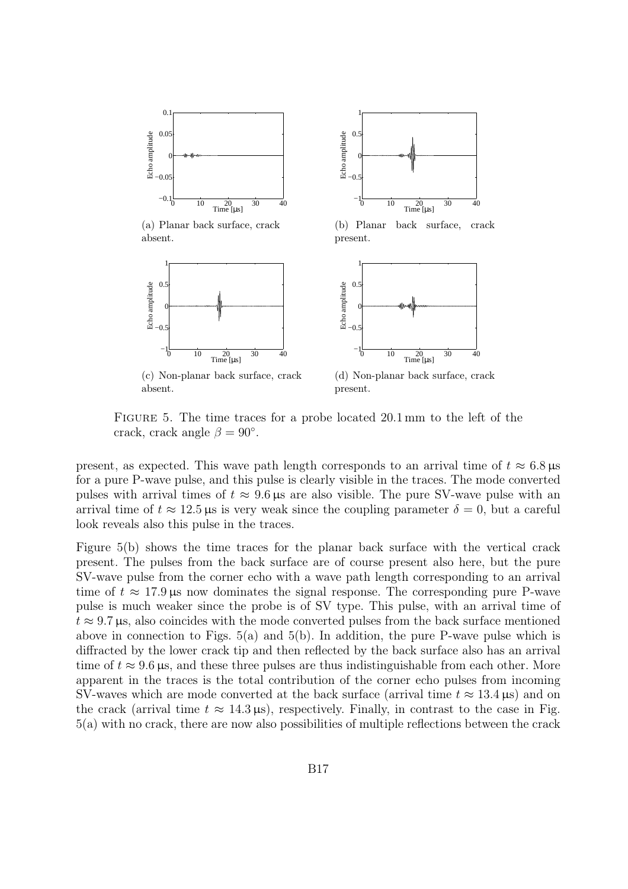(a) Planar back surface, crack absent.

(b) Planar back surface, crack present.

(c) Non-planar back surface, crack absent.

(d) Non-planar back surface, crack present.

FIGURE 5. The time traces for a probe located 20.1 mm to the left of the crack, crack angle $\beta = 90^{\circ}$.

present, as expected. This wave path length corresponds to an arrival time of $t \approx 6.8\,\mu s$ for a pure P-wave pulse, and this pulse is clearly visible in the traces. The mode converted pulses with arrival times of $t \approx 9.6\,\mu s$ are also visible. The pure SV-wave pulse with an arrival time of $t \approx 12.5\,\mu s$ is very weak since the coupling parameter $\delta = 0$, but a careful look reveals also this pulse in the traces.

Figure 5(b) shows the time traces for the planar back surface with the vertical crack present. The pulses from the back surface are of course present also here, but the pure SV-wave pulse from the corner echo with a wave path length corresponding to an arrival time of $t \approx 17.9\,\mu s$ now dominates the signal response. The corresponding pure P-wave pulse is much weaker since the probe is of SV type. This pulse, with an arrival time of $t \approx 9.7\,\mu s$, also coincides with the mode converted pulses from the back surface mentioned above in connection to Figs. 5(a) and 5(b). In addition, the pure P-wave pulse which is diffracted by the lower crack tip and then reflected by the back surface also has an arrival time of $t \approx 9.6\,\mu s$, and these three pulses are thus indistinguishable from each other. More apparent in the traces is the total contribution of the corner echo pulses from incoming SV-waves which are mode converted at the back surface (arrival time $t \approx 13.4\,\mu s$) and on the crack (arrival time $t \approx 14.3\,\mu s$), respectively. Finally, in contrast to the case in Fig. 5(a) with no crack, there are now also possibilities of multiple reflections between the crack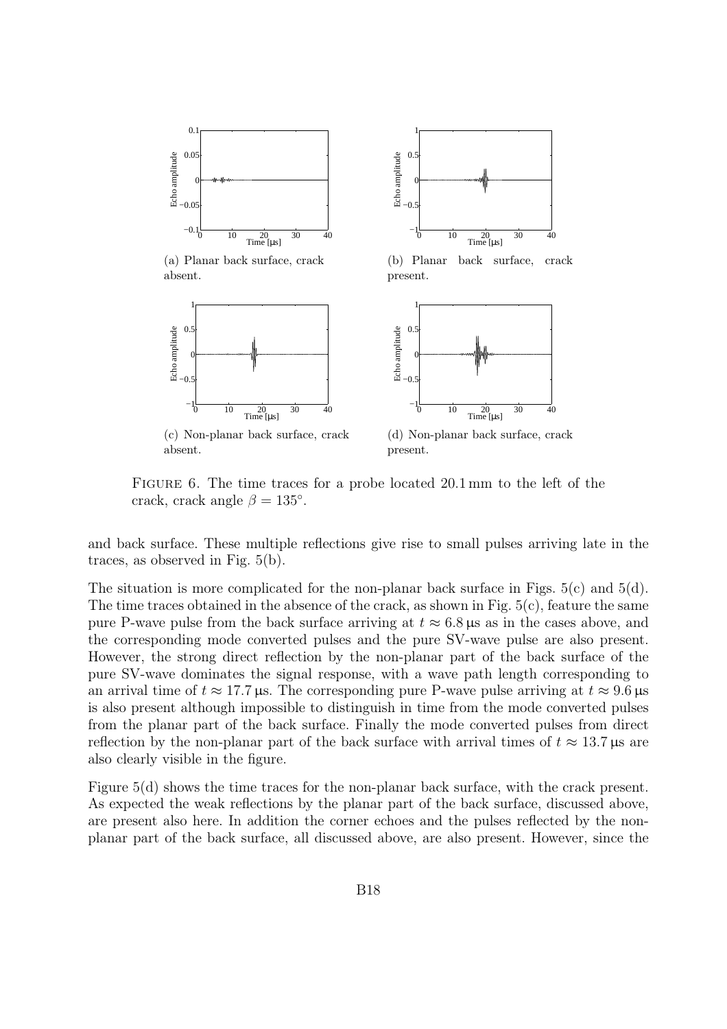(a) Planar back surface, crack absent.

(b) Planar back surface, crack present.

(c) Non-planar back surface, crack absent.

(d) Non-planar back surface, crack present.

FIGURE 6. The time traces for a probe located 20.1 mm to the left of the crack, crack angle $\beta = 135^{\circ}$.

and back surface. These multiple reflections give rise to small pulses arriving late in the traces, as observed in Fig. 5(b).

The situation is more complicated for the non-planar back surface in Figs. 5(c) and 5(d). The time traces obtained in the absence of the crack, as shown in Fig. 5(c), feature the same pure P-wave pulse from the back surface arriving at $t \approx 6.8\,\mu\text{s}$ as in the cases above, and the corresponding mode converted pulses and the pure SV-wave pulse are also present. However, the strong direct reflection by the non-planar part of the back surface of the pure SV-wave dominates the signal response, with a wave path length corresponding to an arrival time of $t \approx 17.7\,\mu\text{s}$. The corresponding pure P-wave pulse arriving at $t \approx 9.6\,\mu\text{s}$ is also present although impossible to distinguish in time from the mode converted pulses from the planar part of the back surface. Finally the mode converted pulses from direct reflection by the non-planar part of the back surface with arrival times of $t \approx 13.7\,\mu\text{s}$ are also clearly visible in the figure.

Figure 5(d) shows the time traces for the non-planar back surface, with the crack present. As expected the weak reflections by the planar part of the back surface, discussed above, are present also here. In addition the corner echoes and the pulses reflected by the non-planar part of the back surface, all discussed above, are also present. However, since the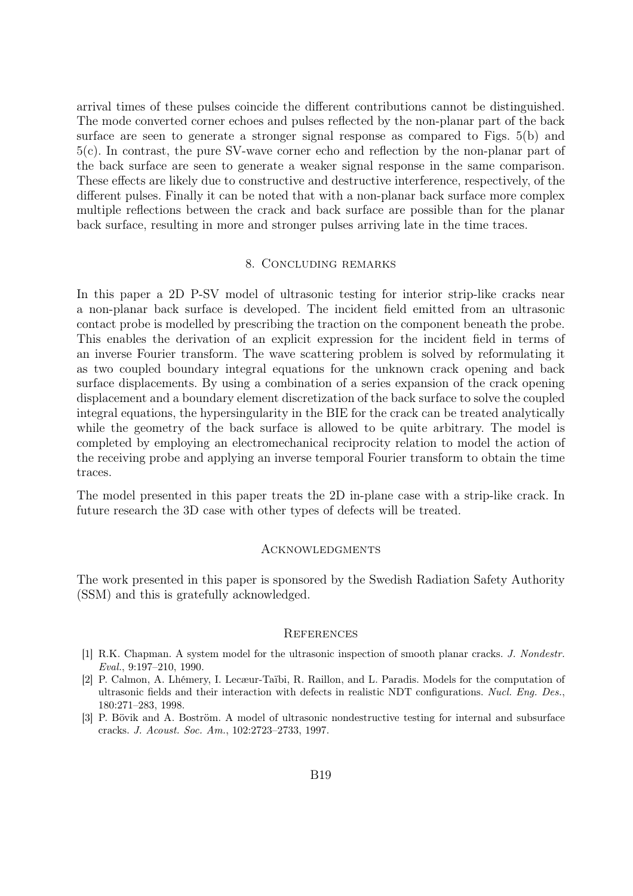arrival times of these pulses coincide the different contributions cannot be distinguished. The mode converted corner echoes and pulses reflected by the non-planar part of the back surface are seen to generate a stronger signal response as compared to Figs. 5(b) and 5(c). In contrast, the pure SV-wave corner echo and reflection by the non-planar part of the back surface are seen to generate a weaker signal response in the same comparison. These effects are likely due to constructive and destructive interference, respectively, of the different pulses. Finally it can be noted that with a non-planar back surface more complex multiple reflections between the crack and back surface are possible than for the planar back surface, resulting in more and stronger pulses arriving late in the time traces.

## 8. Concluding remarks

In this paper a 2D P-SV model of ultrasonic testing for interior strip-like cracks near a non-planar back surface is developed. The incident field emitted from an ultrasonic contact probe is modelled by prescribing the traction on the component beneath the probe. This enables the derivation of an explicit expression for the incident field in terms of an inverse Fourier transform. The wave scattering problem is solved by reformulating it as two coupled boundary integral equations for the unknown crack opening and back surface displacements. By using a combination of a series expansion of the crack opening displacement and a boundary element discretization of the back surface to solve the coupled integral equations, the hypersingularity in the BIE for the crack can be treated analytically while the geometry of the back surface is allowed to be quite arbitrary. The model is completed by employing an electromechanical reciprocity relation to model the action of the receiving probe and applying an inverse temporal Fourier transform to obtain the time traces.

The model presented in this paper treats the 2D in-plane case with a strip-like crack. In future research the 3D case with other types of defects will be treated.

## Acknowledgments

The work presented in this paper is sponsored by the Swedish Radiation Safety Authority (SSM) and this is gratefully acknowledged.

## References

[1] R.K. Chapman. A system model for the ultrasonic inspection of smooth planar cracks. *J. Nondestr. Eval.*, 9:197–210, 1990.

[2] P. Calmon, A. Lhémery, I. Lecœur-Taïbi, R. Raillon, and L. Paradis. Models for the computation of ultrasonic fields and their interaction with defects in realistic NDT configurations. *Nucl. Eng. Des.*, 180:271–283, 1998.

[3] P. Bövik and A. Boström. A model of ultrasonic nondestructive testing for internal and subsurface cracks. *J. Acoust. Soc. Am.*, 102:2723–2733, 1997.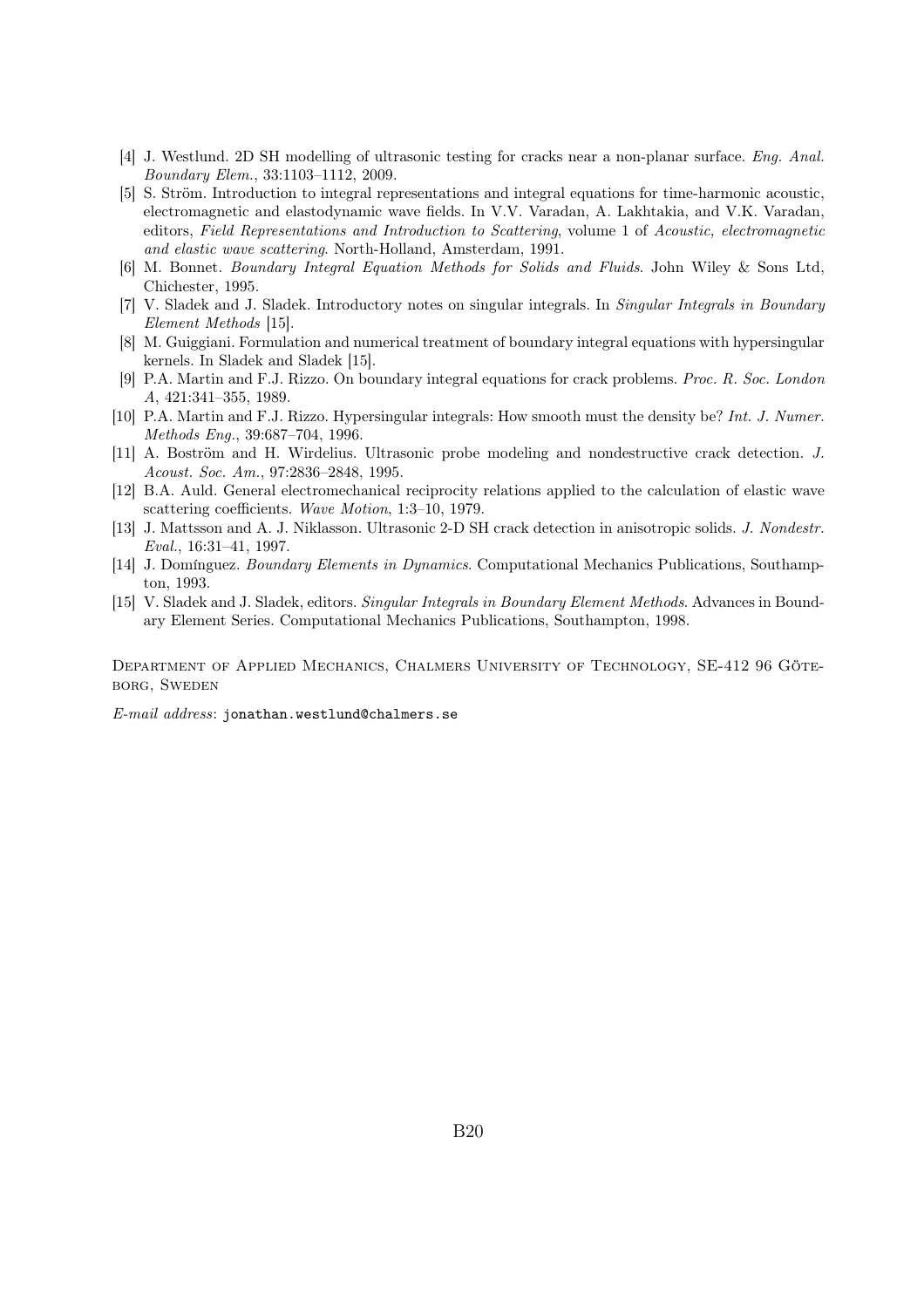[4] J. Westlund. 2D SH modelling of ultrasonic testing for cracks near a non-planar surface. *Eng. Anal. Boundary Elem.*, 33:1103–1112, 2009.

[5] S. Ström. Introduction to integral representations and integral equations for time-harmonic acoustic, electromagnetic and elastodynamic wave fields. In V.V. Varadan, A. Lakhtakia, and V.K. Varadan, editors, *Field Representations and Introduction to Scattering*, volume 1 of *Acoustic, electromagnetic and elastic wave scattering*. North-Holland, Amsterdam, 1991.

[6] M. Bonnet. *Boundary Integral Equation Methods for Solids and Fluids*. John Wiley & Sons Ltd, Chichester, 1995.

[7] V. Sladek and J. Sladek. Introductory notes on singular integrals. In *Singular Integrals in Boundary Element Methods* [15].

[8] M. Guiggiani. Formulation and numerical treatment of boundary integral equations with hypersingular kernels. In Sladek and Sladek [15].

[9] P.A. Martin and F.J. Rizzo. On boundary integral equations for crack problems. *Proc. R. Soc. London A*, 421:341–355, 1989.

[10] P.A. Martin and F.J. Rizzo. Hypersingular integrals: How smooth must the density be? *Int. J. Numer. Methods Eng.*, 39:687–704, 1996.

[11] A. Boström and H. Wirdelius. Ultrasonic probe modeling and nondestructive crack detection. *J. Acoust. Soc. Am.*, 97:2836–2848, 1995.

[12] B.A. Auld. General electromechanical reciprocity relations applied to the calculation of elastic wave scattering coefficients. *Wave Motion*, 1:3–10, 1979.

[13] J. Mattsson and A. J. Niklasson. Ultrasonic 2-D SH crack detection in anisotropic solids. *J. Nondestr. Eval.*, 16:31–41, 1997.

[14] J. Domínguez. *Boundary Elements in Dynamics*. Computational Mechanics Publications, Southampton, 1993.

[15] V. Sladek and J. Sladek, editors. *Singular Integrals in Boundary Element Methods*. Advances in Boundary Element Series. Computational Mechanics Publications, Southampton, 1998.

Department of Applied Mechanics, Chalmers University of Technology, SE-412 96 Göteborg, Sweden

*E-mail address*: jonathan.westlund@chalmers.se